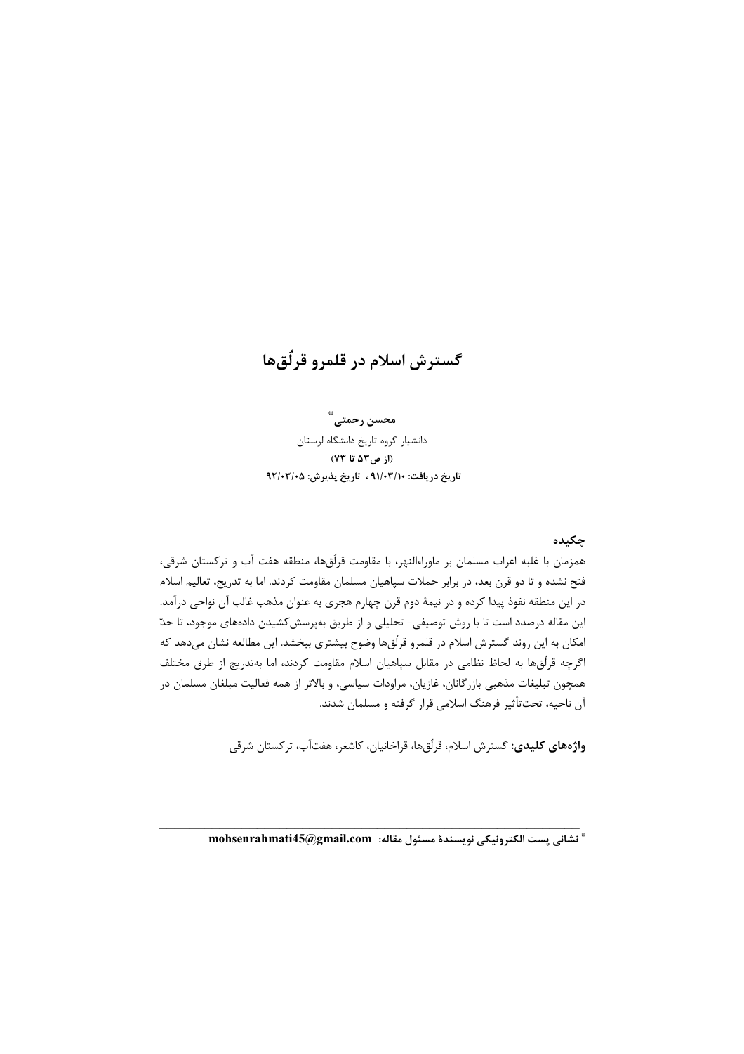# گسترش اسلام در قلمرو قرلُق‌ها

**محسن رحمتی**[*]

دانشیار گروه تاریخ دانشگاه لرستان

**(از ص۵۳ تا ۷۳)**

**تاریخ دریافت: ۹۱/۰۳/۱۰ ، تاریخ پذیرش: ۹۲/۰۳/۰۵**

## چکیده

همزمان با غلبه اعراب مسلمان بر ماوراءالنهر، با مقاومت قرلُق‌ها، منطقه هفت آب و ترکستان شرقی، فتح نشده و تا دو قرن بعد، در برابر حملات سپاهیان مسلمان مقاومت کردند. اما به تدریج، تعالیم اسلام در این منطقه نفوذ پیدا کرده و در نیمهٔ دوم قرن چهارم هجری به عنوان مذهب غالب آن نواحی درآمد. این مقاله درصدد است تا با روش توصیفی- تحلیلی و از طریق به‌پرسش‌کشیدن داده‌های موجود، تا حدّ امکان به این روند گسترش اسلام در قلمرو قرلُق‌ها وضوح بیشتری ببخشد. این مطالعه نشان می‌دهد که اگرچه قرلُق‌ها به لحاظ نظامی در مقابل سپاهیان اسلام مقاومت کردند، اما به‌تدریج از طرق مختلف همچون تبلیغات مذهبی بازرگانان، غازیان، مراودات سیاسی، و بالاتر از همه فعالیت مبلغان مسلمان در آن ناحیه، تحت‌تأثیر فرهنگ اسلامی قرار گرفته و مسلمان شدند.

**واژه‌های کلیدی:** گسترش اسلام، قرلُق‌ها، قراخانیان، کاشغر، هفت‌آب، ترکستان شرقی

---

[*] **نشانی پست الکترونیکی نویسندهٔ مسئول مقاله: mohsenrahmati45@gmail.com**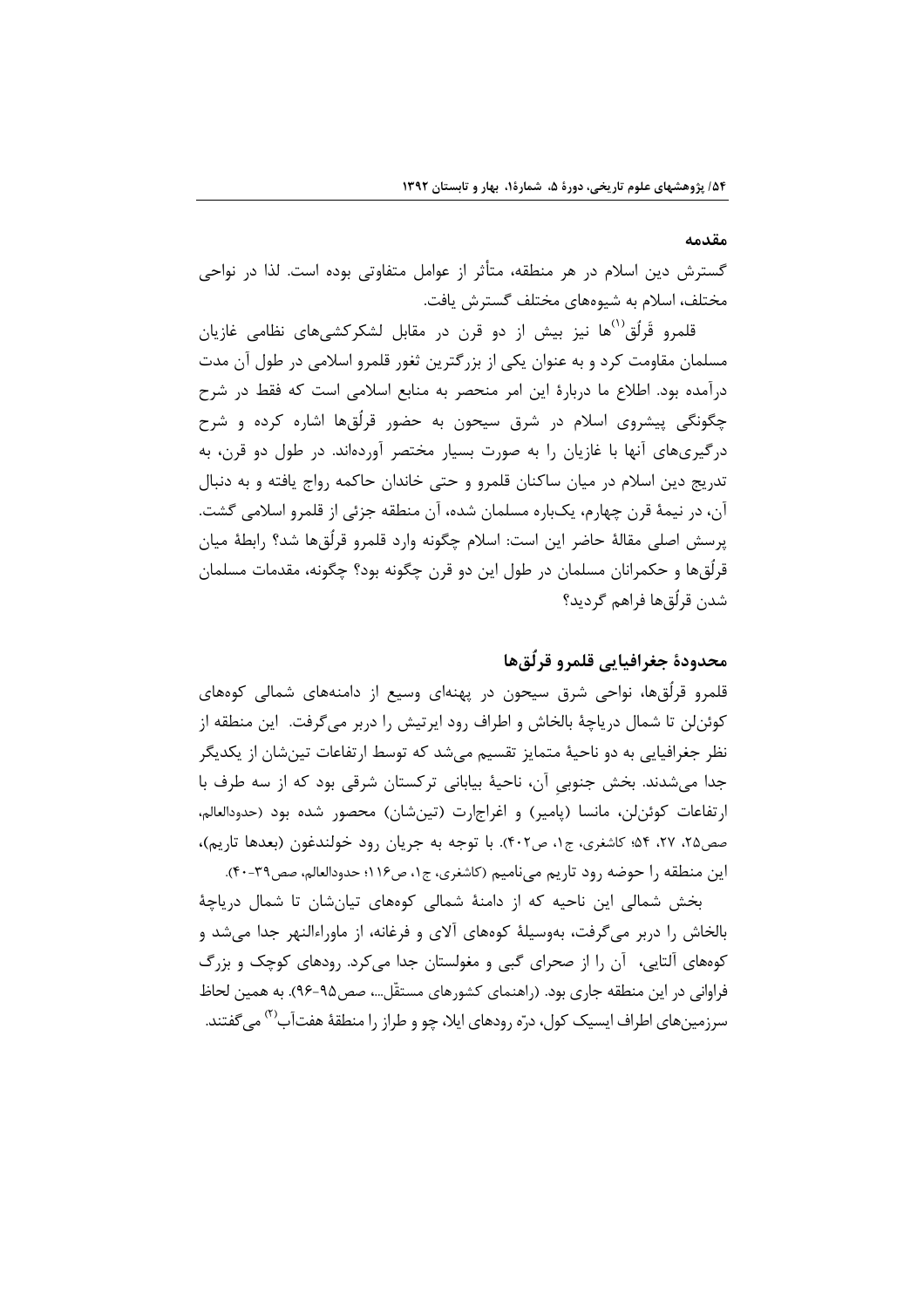## مقدمه

گسترش دین اسلام در هر منطقه، متأثر از عوامل متفاوتی بوده است. لذا در نواحی مختلف، اسلام به شیوه‌های مختلف گسترش یافت.

قلمرو قَرلُق[1]ها نیز بیش از دو قرن در مقابل لشکرکشی‌های نظامی غازیان مسلمان مقاومت کرد و به عنوان یکی از بزرگترین ثغور قلمرو اسلامی در طول آن مدت درآمده بود. اطلاع ما دربارهٔ این امر منحصر به منابع اسلامی است که فقط در شرح چگونگی پیشروی اسلام در شرق سیحون به حضور قرلُق‌ها اشاره کرده و شرح درگیری‌های آنها با غازیان را به صورت بسیار مختصر آورده‌اند. در طول دو قرن، به تدریج دین اسلام در میان ساکنان قلمرو و حتی خاندان حاکمه رواج یافته و به دنبال آن، در نیمهٔ قرن چهارم، یک‌باره مسلمان شده، آن منطقه جزئی از قلمرو اسلامی گشت. پرسش اصلی مقالهٔ حاضر این است: اسلام چگونه وارد قلمرو قرلُق‌ها شد؟ رابطهٔ میان قرلُق‌ها و حکمرانان مسلمان در طول این دو قرن چگونه بود؟ چگونه، مقدمات مسلمان شدن قرلُق‌ها فراهم گردید؟

## محدودهٔ جغرافیایی قلمرو قرلُق‌ها

قلمرو قرلُق‌ها، نواحی شرق سیحون در پهنه‌ای وسیع از دامنه‌های شمالی کوه‌های کوئن‌لن تا شمال دریاچهٔ بالخاش و اطراف رود ایرتیش را دربر می‌گرفت. این منطقه از نظر جغرافیایی به دو ناحیهٔ متمایز تقسیم می‌شد که توسط ارتفاعات تین‌شان از یکدیگر جدا می‌شدند. بخش جنوبیِ آن، ناحیهٔ بیابانی ترکستان شرقی بود که از سه طرف با ارتفاعات کوئن‌لن، مانسا (پامیر) و اغراجارت (تین‌شان) محصور شده بود (حدودالعالم، صص۲۵، ۲۷، ۵۴؛ کاشغری، ج۱، ص۴۰۲). با توجه به جریان رود خولندغون (بعدها تاریم)، این منطقه را حوضه رود تاریم می‌نامیم (کاشغری، ج۱، ص۱۱۶؛ حدودالعالم، صص۳۹-۴۰).

بخش شمالی این ناحیه که از دامنهٔ شمالی کوه‌های تیان‌شان تا شمال دریاچهٔ بالخاش را دربر می‌گرفت، به‌وسیلهٔ کوه‌های آلای و فرغانه، از ماوراءالنهر جدا می‌شد و کوه‌های آلتایی، آن را از صحرای گبی و مغولستان جدا می‌کرد. رودهای کوچک و بزرگ فراوانی در این منطقه جاری بود. (راهنمای کشورهای مستقّل...، صص۹۵-۹۶). به همین لحاظ سرزمین‌های اطراف ایسیک کول، درّه رودهای ایلا، چو و طراز را منطقهٔ هفت‌آب[2] می‌گفتند.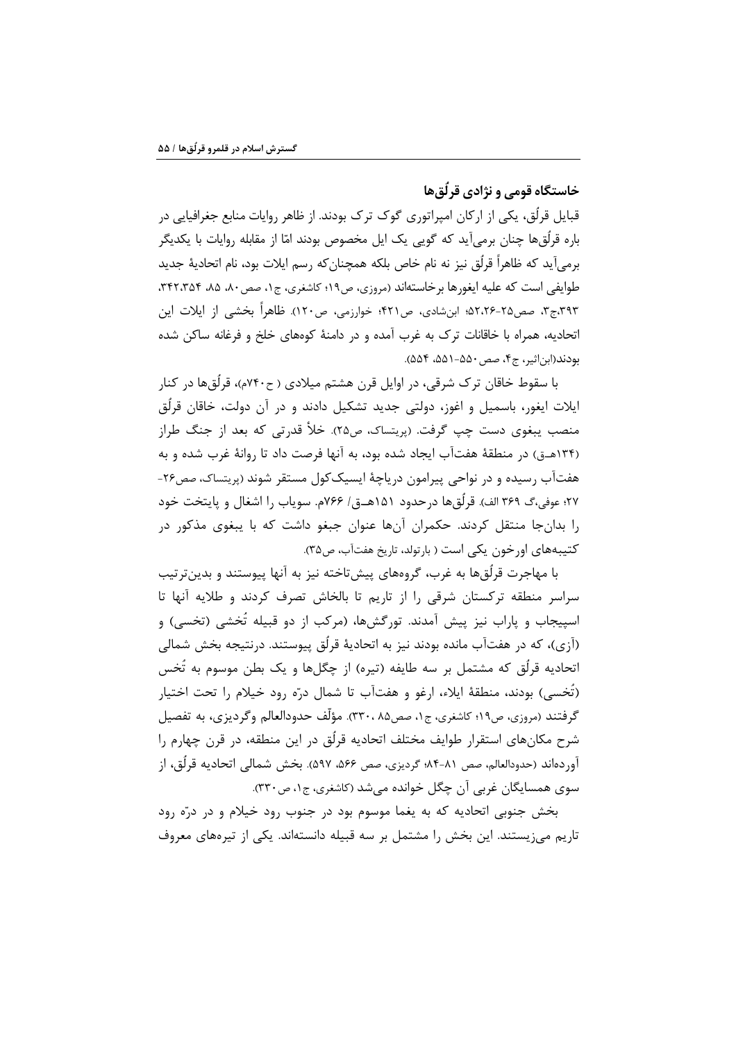## خاستگاه قومی و نژادی قرلُق‌ها

قبایل قرلُق، یکی از ارکان امپراتوری گوک ترک بودند. از ظاهر روایات منابع جغرافیایی در باره قرلُق‌ها چنان برمی‌آید که گویی یک ایل مخصوص بودند امّا از مقابله روایات با یکدیگر برمی‌آید که ظاهراً قرلُق نیز نه نام خاص بلکه همچنان‌که رسم ایلات بود، نام اتحادیهٔ جدید طوایفی است که علیه ایغورها برخاسته‌اند (مروزی، ص۱۹؛ کاشغری، ج۱، صص ۸۰، ۸۵، ۳۴۲،۳۵۴، ۳۹۳،ج۳، صص۲۵-۵۲،۲۶؛ ابن‌شادی، ص۴۲۱؛ خوارزمی، ص۱۲۰). ظاهراً بخشی از ایلات این اتحادیه، همراه با خاقانات ترک به غرب آمده و در دامنهٔ کوه‌های خلخ و فرغانه ساکن شده بودند(ابن‌اثیر، ج۴، صص ۵۵۰-۵۵۱، ۵۵۴).

با سقوط خاقان ترک شرقی، در اوایل قرن هشتم میلادی ( ح۷۴۰م)، قرلُق‌ها در کنار ایلات ایغور، باسمیل و اغوز، دولتی جدید تشکیل دادند و در آن دولت، خاقان قرلُق منصب یبغوی دست چپ گرفت. (پریتساک، ص۲۵). خلأ قدرتی که بعد از جنگ طراز (۱۳۴هـ‌ق) در منطقهٔ هفت‌آب ایجاد شده بود، به آنها فرصت داد تا روانهٔ غرب شده و به هفت‌آب رسیده و در نواحی پیرامون دریاچهٔ ایسیک‌کول مستقر شوند (پریتساک، صص۲۶-۲۷؛ عوفی،گ ۳۶۹ الف). قرلُق‌ها درحدود ۱۵۱هـ‌ق/ ۷۶۶م. سویاب را اشغال و پایتخت خود را بدان‌جا منتقل کردند. حکمران آن‌ها عنوان جبغو داشت که با یبغوی مذکور در کتیبه‌های اورخون یکی است ( بارتولد، تاریخ هفت‌آب، ص۳۵).

با مهاجرت قرلُق‌ها به غرب، گروه‌های پیش‌تاخته نیز به آنها پیوستند و بدین‌ترتیب سراسر منطقه ترکستان شرقی را از تاریم تا بالخاش تصرف کردند و طلایه آنها تا اسپیجاب و پاراب نیز پیش آمدند. تورگش‌ها، (مرکب از دو قبیله تُخشی (تخسی) و (آزی)، که در هفت‌آب مانده بودند نیز به اتحادیهٔ قرلُق پیوستند. درنتیجه بخش شمالی اتحادیه قرلُق که مشتمل بر سه طایفه (تیره) از چگل‌ها و یک بطن موسوم به تُخس (تُخسی) بودند، منطقهٔ ایلاء، ارغو و هفت‌آب تا شمال درّه رود خیلام را تحت اختیار گرفتند (مروزی، ص۱۹؛ کاشغری، ج۱، صص۸۵ ،۳۳۰). مؤلّف حدودالعالم وگردیزی، به تفصیل شرح مکان‌های استقرار طوایف مختلف اتحادیه قرلُق در این منطقه، در قرن چهارم را آورده‌اند (حدودالعالم، صص ۸۱-۸۴؛ گردیزی، صص ۵۶۶، ۵۹۷). بخش شمالی اتحادیه قرلُق، از سوی همسایگان غربی آن چگل خوانده می‌شد (کاشغری، ج۱، ص۳۳۰).

بخش جنوبی اتحادیه که به یغما موسوم بود در جنوب رود خیلام و در درّه رود تاریم می‌زیستند. این بخش را مشتمل بر سه قبیله دانسته‌اند. یکی از تیره‌های معروف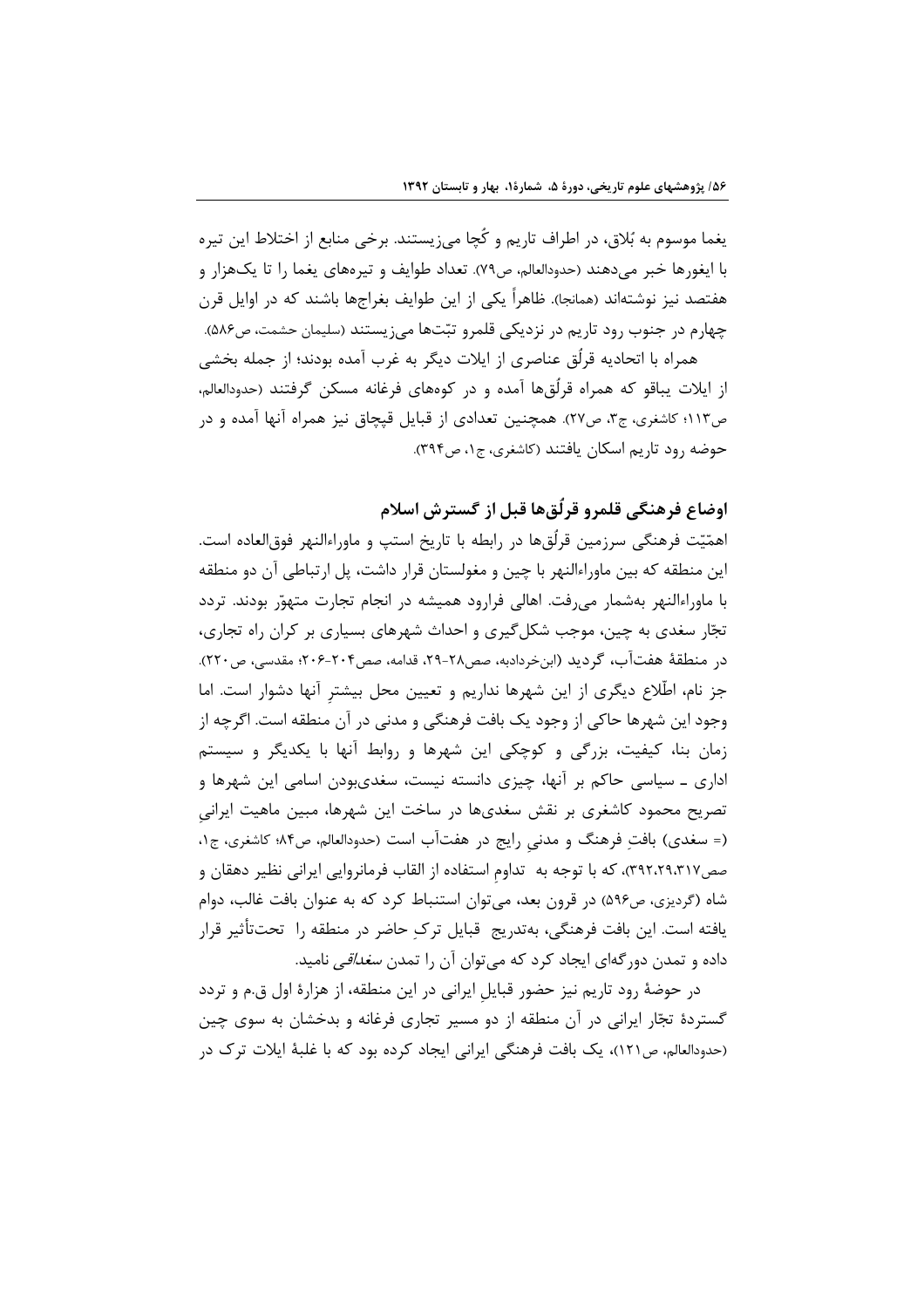یغما موسوم به بُلاق، در اطراف تاریم و کُچا می‌زیستند. برخی منابع از اختلاط این تیره با ایغورها خبر می‌دهند (حدودالعالم، ص۷۹). تعداد طوایف و تیره‌های یغما را تا یک‌هزار و هفتصد نیز نوشته‌اند (همانجا). ظاهراً یکی از این طوایف بغراجها باشند که در اوایل قرن چهارم در جنوب رود تاریم در نزدیکی قلمرو تبّت‌ها می‌زیستند (سلیمان حشمت، ص۵۸۶).

همراه با اتحادیه قرلُق عناصری از ایلات دیگر به غرب آمده بودند؛ از جمله بخشی از ایلات یباقو که همراه قرلُق‌ها آمده و در کوه‌های فرغانه مسکن گرفتند (حدودالعالم، ص۱۱۳؛ کاشغری، ج۳، ص۲۷). همچنین تعدادی از قبایل قپچاق نیز همراه آنها آمده و در حوضه رود تاریم اسکان یافتند (کاشغری، ج۱، ص۳۹۴).

## اوضاع فرهنگی قلمرو قرلُق‌ها قبل از گسترش اسلام

اهمّیّت فرهنگی سرزمین قرلُق‌ها در رابطه با تاریخ استپ و ماوراءالنهر فوق‌العاده است. این منطقه که بین ماوراءالنهر با چین و مغولستان قرار داشت، پل ارتباطی آن دو منطقه با ماوراءالنهر به‌شمار می‌رفت. اهالی فرارود همیشه در انجام تجارت متهوّر بودند. تردد تجّار سغدی به چین، موجب شکل‌گیری و احداث شهرهای بسیاری بر کران راه تجاری، در منطقهٔ هفت‌آب، گردید (ابن‌خردادبه، صص۲۸-۲۹، قدامه، صص۲۰۴-۲۰۶؛ مقدسی، ص۲۲۰). جز نام، اطّلاع دیگری از این شهرها نداریم و تعیین محل بیشترِ آنها دشوار است. اما وجود این شهرها حاکی از وجود یک بافت فرهنگی و مدنی در آن منطقه است. اگرچه از زمان بنا، کیفیت، بزرگی و کوچکی این شهرها و روابط آنها با یکدیگر و سیستم اداری ـ سیاسی حاکم بر آنها، چیزی دانسته نیست، سغدی‌بودن اسامی این شهرها و تصریح محمود کاشغری بر نقش سغدی‌ها در ساخت این شهرها، مبین ماهیت ایرانیِ (= سغدی) بافتِ فرهنگ و مدنیِ رایج در هفت‌آب است (حدودالعالم، ص۸۴؛ کاشغری، ج۱، صص۳۹۲،۲۹،۳۱۷)، که با توجه به تداومِ استفاده از القاب فرمانروایی ایرانی نظیر دهقان و شاه (گردیزی، ص۵۹۶) در قرون بعد، می‌توان استنباط کرد که به عنوان بافت غالب، دوام یافته است. این بافت فرهنگی، به‌تدریج قبایل ترکِ حاضر در منطقه را تحت‌تأثیر قرار داده و تمدن دورگه‌ای ایجاد کرد که می‌توان آن را تمدن *سغداقی* نامید.

در حوضهٔ رود تاریم نیز حضور قبایلِ ایرانی در این منطقه، از هزارهٔ اول ق.م و تردد گستردهٔ تجّار ایرانی در آن منطقه از دو مسیر تجاری فرغانه و بدخشان به سوی چین (حدودالعالم، ص۱۲۱)، یک بافت فرهنگی ایرانی ایجاد کرده بود که با غلبهٔ ایلات ترک در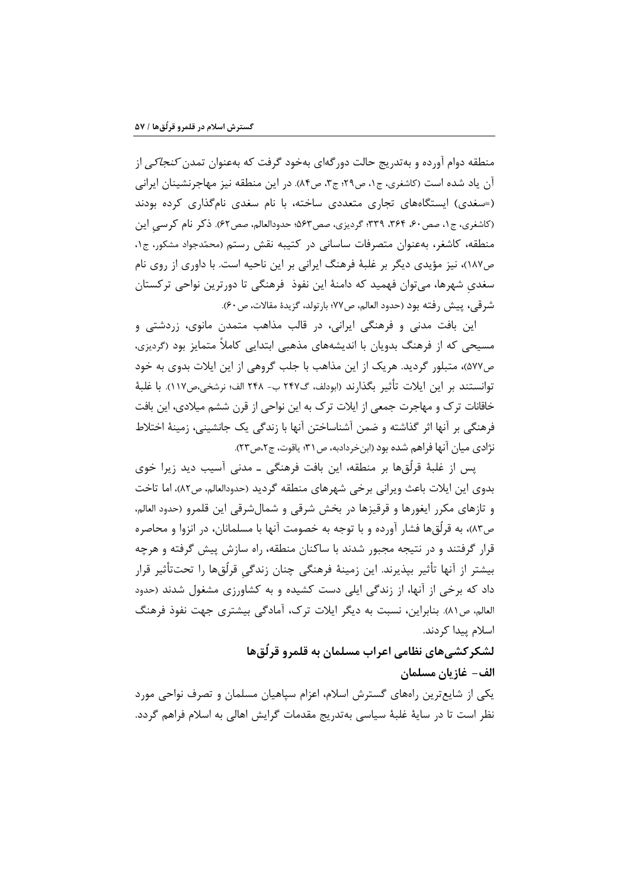منطقه دوام آورده و به‌تدریج حالت دورگه‌ای به‌خود گرفت که به‌عنوان تمدن *کنجاکی* از آن یاد شده است (کاشغری، ج۱، ص۲۹؛ ج۳، ص۸۴). در این منطقه نیز مهاجرنشینان ایرانی (=سغدی) ایستگاه‌های تجاری متعددی ساخته، با نام سغدی نام‌گذاری کرده بودند (کاشغری، ج۱، صص۶۰، ۳۶۴، ۳۳۹؛ گردیزی، صص۵۶۳؛ حدودالعالم، صص۶۲). ذکر نام کرسیِ این منطقه، کاشغر، به‌عنوان متصرفات ساسانی در کتیبه نقش رستم (محمّدجواد مشکور، ج۱، ص۱۸۷)، نیز مؤیدی دیگر بر غلبهٔ فرهنگ ایرانی بر این ناحیه است. با داوری از روی نام سغدیِ شهرها، می‌توان فهمید که دامنهٔ این نفوذ فرهنگی تا دورترین نواحی ترکستان شرقی، پیش رفته بود (حدود العالم، ص۷۷؛ بارتولد، گزیدهٔ مقالات، ص۶۰).

این بافت مدنی و فرهنگی ایرانی، در قالب مذاهب متمدن مانوی، زردشتی و مسیحی که از فرهنگ بدویان با اندیشه‌های مذهبی ابتدایی کاملاً متمایز بود (گردیزی، ص۵۷۷)، متبلور گردید. هریک از این مذاهب با جلب گروهی از این ایلات بدوی به خود توانستند بر این ایلات تأثیر بگذارند (ابودلف، گ۲۴۷ ب- ۲۴۸ الف؛ نرشخی،ص۱۱۷). با غلبهٔ خاقانات ترک و مهاجرت جمعی از ایلات ترک به این نواحی از قرن ششم میلادی، این بافت فرهنگی بر آنها اثر گذاشته و ضمن آشناساختن آنها با زندگی یک جانشینی، زمینهٔ اختلاط نژادی میان آنها فراهم شده بود (ابن‌خردادبه، ص۳۱؛ یاقوت، ج۲،ص۲۳).

پس از غلبهٔ قرلُق‌ها بر منطقه، این بافت فرهنگی ـ مدنی آسیب دید زیرا خوی بدوی این ایلات باعث ویرانی برخی شهرهای منطقه گردید (حدودالعالم، ص۸۲)، اما تاخت و تازهای مکرر ایغورها و قرقیزها در بخش شرقی و شمال‌شرقی این قلمرو (حدود العالم، ص۸۳)، به قرلُق‌ها فشار آورده و با توجه به خصومت آنها با مسلمانان، در انزوا و محاصره قرار گرفتند و در نتیجه مجبور شدند با ساکنان منطقه، راه سازش پیش گرفته و هرچه بیشتر از آنها تأثیر بپذیرند. این زمینهٔ فرهنگی چنان زندگیِ قرلُق‌ها را تحت‌تأثیر قرار داد که برخی از آنها، از زندگی ایلی دست کشیده و به کشاورزی مشغول شدند (حدود العالم، ص۸۱). بنابراین، نسبت به دیگر ایلات ترک، آمادگی بیشتری جهت نفوذ فرهنگ اسلام پیدا کردند.

## لشکرکشی‌های نظامی اعراب مسلمان به قلمرو قرلُق‌ها

### الف- غازیان مسلمان

یکی از شایع‌ترین راه‌های گسترش اسلام، اعزام سپاهیان مسلمان و تصرف نواحی مورد نظر است تا در سایهٔ غلبهٔ سیاسی به‌تدریج مقدمات گرایش اهالی به اسلام فراهم گردد.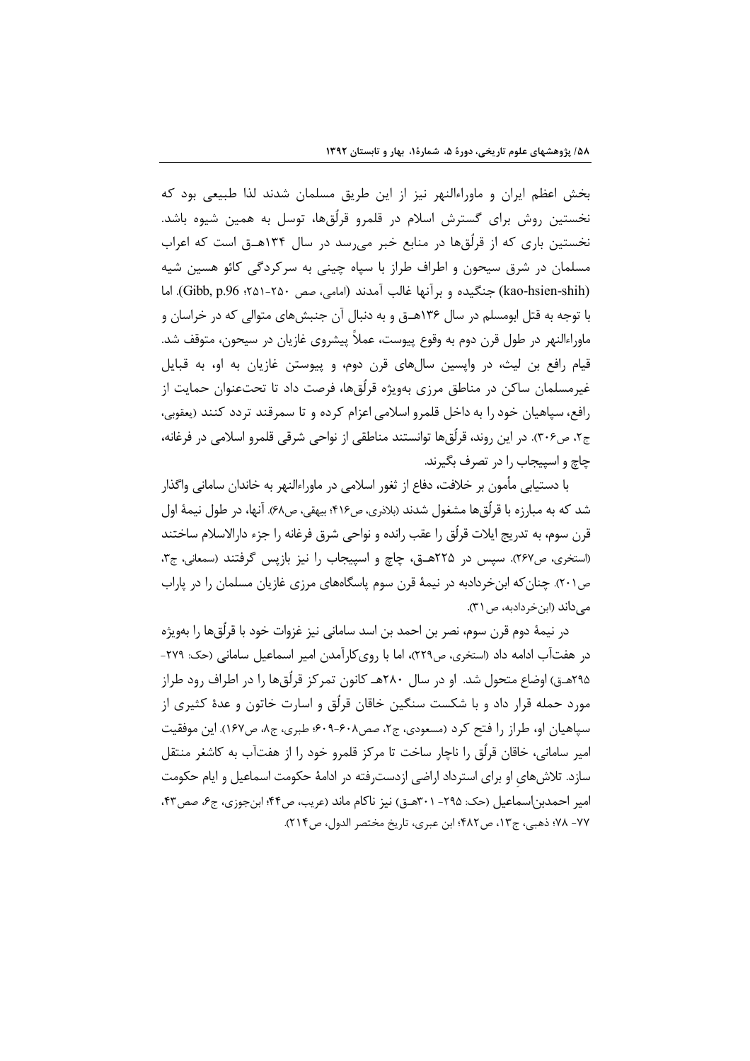بخش اعظم ایران و ماوراءالنهر نیز از این طریق مسلمان شدند لذا طبیعی بود که نخستین روش برای گسترش اسلام در قلمرو قرلُق‌ها، توسل به همین شیوه باشد. نخستین باری که از قرلُق‌ها در منابع خبر می‌رسد در سال ۱۳۴هـ‍ـق است که اعراب مسلمان در شرق سیحون و اطراف طراز با سپاه چینی به سرکردگی کائو هسین شیه (kao-hsien-shih) جنگیده و برآنها غالب آمدند (امامی، صص ۲۵۰-۲۵۱؛ Gibb, p.96). اما با توجه به قتل ابومسلم در سال ۱۳۶هـ‍ـق و به دنبال آن جنبش‌های متوالی که در خراسان و ماوراءالنهر در طول قرن دوم به وقوع پیوست، عملاً پیشروی غازیان در سیحون، متوقف شد. قیام رافع بن لیث، در واپسین سال‌های قرن دوم، و پیوستن غازیان به او، به قبایل غیرمسلمان ساکن در مناطق مرزی به‌ویژه قرلُق‌ها، فرصت داد تا تحت‌عنوان حمایت از رافع، سپاهیان خود را به داخل قلمرو اسلامی اعزام کرده و تا سمرقند تردد کنند (یعقوبی، ج۲، ص۳۰۶). در این روند، قرلُق‌ها توانستند مناطقی از نواحی شرقی قلمرو اسلامی در فرغانه، چاچ و اسپیجاب را در تصرف بگیرند.

با دستیابی مأمون بر خلافت، دفاع از ثغور اسلامی در ماوراءالنهر به خاندان سامانی واگذار شد که به مبارزه با قرلُق‌ها مشغول شدند (بلاذری، ص۴۱۶؛ بیهقی، ص۶۸). آنها، در طول نیمهٔ اول قرن سوم، به تدریج ایلات قرلُق را عقب رانده و نواحی شرق فرغانه را جزء دارالاسلام ساختند (استخری، ص۲۶۷). سپس در ۲۲۵هـ‍ـق، چاچ و اسپیجاب را نیز بازپس گرفتند (سمعانی، ج۳، ص۲۰۱). چنان‌که ابن‌خردادبه در نیمهٔ قرن سوم پاسگاه‌های مرزی غازیان مسلمان را در پاراب می‌داند (ابن‌خردادبه، ص۳۱).

در نیمهٔ دوم قرن سوم، نصر بن احمد بن اسد سامانی نیز غزوات خود با قرلُق‌ها را به‌ویژه در هفت‌آب ادامه داد (استخری، ص۲۲۹)، اما با روی‌کارآمدن امیر اسماعیل سامانی (حک: ۲۷۹-۲۹۵هـ‍ـق) اوضاع متحول شد. او در سال ۲۸۰هـ‍ کانون تمرکز قرلُق‌ها را در اطراف رود طراز مورد حمله قرار داد و با شکست سنگین خاقان قرلُق و اسارت خاتون و عدهٔ کثیری از سپاهیان او، طراز را فتح کرد (مسعودی، ج۲، صص۶۰۸-۶۰۹؛ طبری، ج۸، ص۱۶۷). این موفقیت امیر سامانی، خاقان قرلُق را ناچار ساخت تا مرکز قلمرو خود را از هفت‌آب به کاشغر منتقل سازد. تلاش‌هایِ او برای استرداد اراضی ازدست‌رفته در ادامهٔ حکومت اسماعیل و ایام حکومت امیر احمدبن‌اسماعیل (حک: ۲۹۵- ۳۰۱هـ‍ـق) نیز ناکام ماند (عریب، ص۴۴؛ ابن‌جوزی، ج۶، صص۴۳، ۷۷- ۷۸؛ ذهبی، ج۱۳، ص۴۸۲؛ ابن عبری، تاریخ مختصر الدول، ص۲۱۴).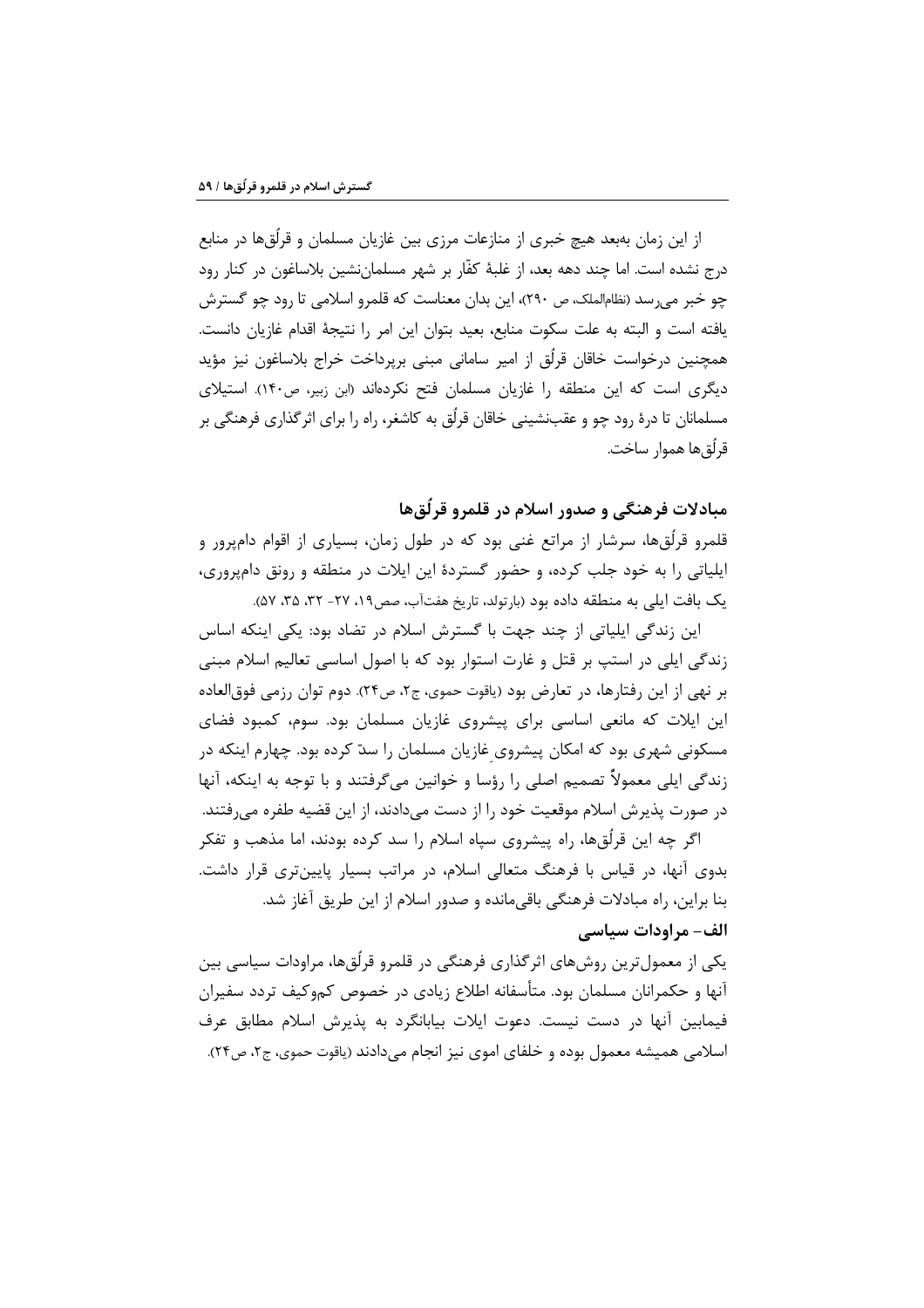از این زمان به‌بعد هیچ خبری از منازعات مرزی بین غازیان مسلمان و قرلُق‌ها در منابع درج نشده است. اما چند دهه بعد، از غلبهٔ کفّار بر شهر مسلمان‌نشین بلاساغون در کنار رود چو خبر می‌رسد (نظام‌الملک، ص ۲۹۰)، این بدان معناست که قلمرو اسلامی تا رود چو گسترش یافته است و البته به علت سکوت منابع، بعید بتوان این امر را نتیجهٔ اقدام غازیان دانست. همچنین درخواست خاقان قرلُق از امیر سامانی مبنی برپرداخت خراج بلاساغون نیز مؤید دیگری است که این منطقه را غازیان مسلمان فتح نکرده‌اند (ابن زبیر، ص۱۴۰). استیلای مسلمانان تا درهٔ رود چو و عقب‌نشینی خاقان قرلُق به کاشغر، راه را برای اثرگذاری فرهنگی بر قرلُق‌ها هموار ساخت.

## مبادلات فرهنگی و صدور اسلام در قلمرو قرلُق‌ها

قلمرو قرلُق‌ها، سرشار از مراتع غنی بود که در طول زمان، بسیاری از اقوام دام‌پرور و ایلیاتی را به خود جلب کرده، و حضور گستردهٔ این ایلات در منطقه و رونق دام‌پروری، یک بافت ایلی به منطقه داده بود (بارتولد، تاریخ هفت‌آب، صص۱۹، ۲۷- ۳۲، ۳۵، ۵۷).

این زندگی ایلیاتی از چند جهت با گسترش اسلام در تضاد بود: یکی اینکه اساس زندگی ایلی در استپ بر قتل و غارت استوار بود که با اصول اساسی تعالیم اسلام مبنی بر نهی از این رفتارها، در تعارض بود (یاقوت حموی، ج۲، ص۲۴). دوم توان رزمی فوق‌العاده این ایلات که مانعی اساسی برای پیشروی غازیان مسلمان بود. سوم، کمبود فضای مسکونی شهری بود که امکان پیشروی غازیان مسلمان را سدّ کرده بود. چهارم اینکه در زندگی ایلی معمولاً تصمیم اصلی را رؤسا و خوانین می‌گرفتند و با توجه به اینکه، آنها در صورت پذیرش اسلام موقعیت خود را از دست می‌دادند، از این قضیه طفره می‌رفتند.

اگر چه این قرلُق‌ها، راه پیشروی سپاه اسلام را سد کرده بودند، اما مذهب و تفکر بدوی آنها، در قیاس با فرهنگ متعالی اسلام، در مراتب بسیار پایین‌تری قرار داشت. بنا براین، راه مبادلات فرهنگی باقی‌مانده و صدور اسلام از این طریق آغاز شد.

### الف- مراودات سیاسی

یکی از معمول‌ترین روش‌های اثرگذاری فرهنگی در قلمرو قرلُق‌ها، مراودات سیاسی بین آنها و حکمرانان مسلمان بود. متأسفانه اطلاع زیادی در خصوص کم‌وکیف تردد سفیران فیمابین آنها در دست نیست. دعوت ایلات بیابانگرد به پذیرش اسلام مطابق عرف اسلامی همیشه معمول بوده و خلفای اموی نیز انجام می‌دادند (یاقوت حموی، ج۲، ص۲۴).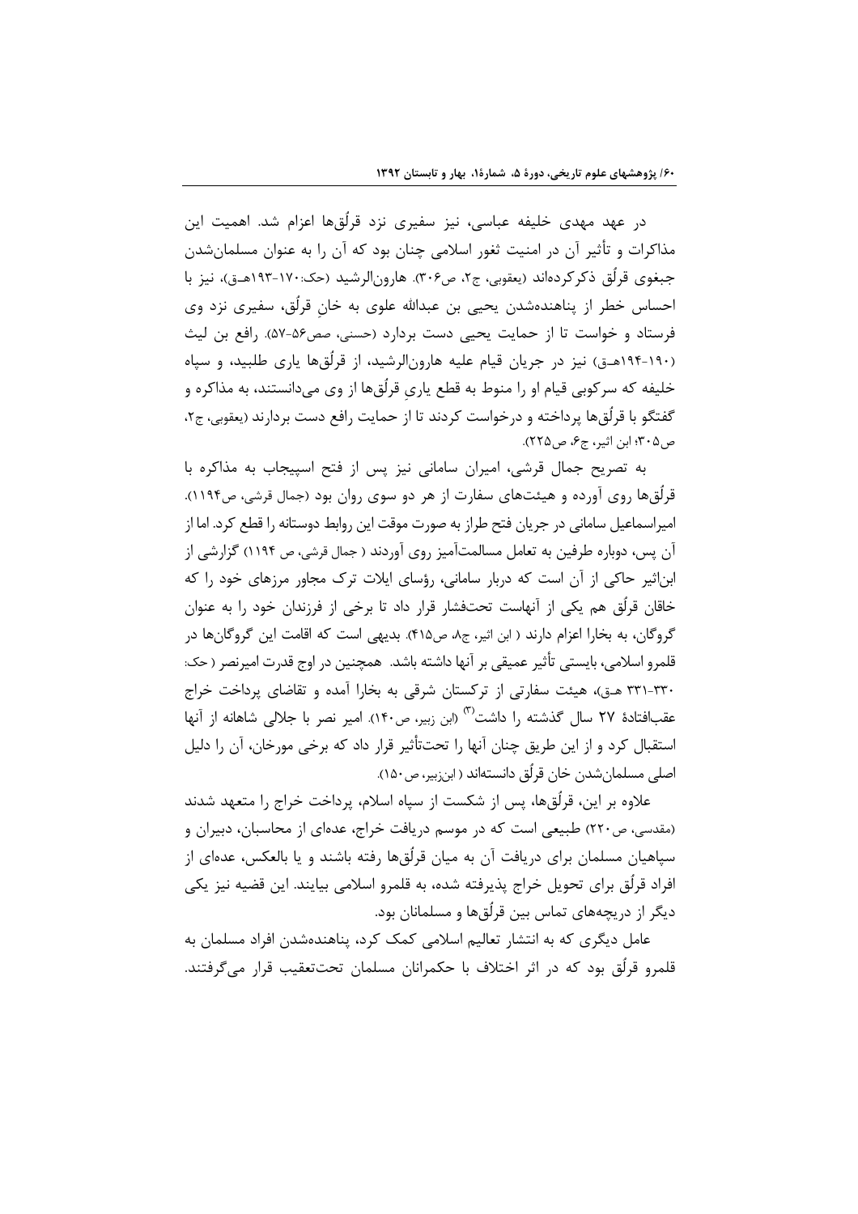در عهد مهدی خلیفه عباسی، نیز سفیری نزد قرلُق‌ها اعزام شد. اهمیت این مذاکرات و تأثیر آن در امنیت ثغور اسلامی چنان بود که آن را به عنوان مسلمان‌شدن جبغوی قرلُق ذکرکرده‌اند (یعقوبی، ج۲، ص۳۰۶). هارون‌الرشید (حک:۱۷۰-۱۹۳هـق)، نیز با احساس خطر از پناهنده‌شدن یحیی بن عبدالله علوی به خانِ قرلُق، سفیری نزد وی فرستاد و خواست تا از حمایت یحیی دست بردارد (حسنی، صص۵۶-۵۷). رافع بن لیث (۱۹۰-۱۹۴هـق) نیز در جریان قیام علیه هارون‌الرشید، از قرلُق‌ها یاری طلبید، و سپاه خلیفه که سرکوبی قیام او را منوط به قطع یاریِ قرلُق‌ها از وی می‌دانستند، به مذاکره و گفتگو با قرلُق‌ها پرداخته و درخواست کردند تا از حمایت رافع دست بردارند (یعقوبی، ج۲، ص۳۰۵؛ ابن اثیر، ج۶، ص۲۲۵).

به تصریح جمال قرشی، امیران سامانی نیز پس از فتح اسپیجاب به مذاکره با قرلُق‌ها روی آورده و هیئت‌های سفارت از هر دو سوی روان بود (جمال قرشی، ص۱۱۹۴). امیراسماعیل سامانی در جریان فتح طراز به صورت موقت این روابط دوستانه را قطع کرد. اما از آن پس، دوباره طرفین به تعامل مسالمت‌آمیز روی آوردند ( جمال قرشی، ص ۱۱۹۴) گزارشی از ابن‌اثیر حاکی از آن است که دربار سامانی، رؤسای ایلات ترک مجاور مرزهای خود را که خاقان قرلُق هم یکی از آنهاست تحت‌فشار قرار داد تا برخی از فرزندان خود را به عنوان گروگان، به بخارا اعزام دارند ( ابن اثیر، ج۸، ص۴۱۵). بدیهی است که اقامت این گروگان‌ها در قلمرو اسلامی، بایستی تأثیر عمیقی بر آنها داشته باشد. همچنین در اوج قدرت امیرنصر ( حک: ۳۳۰-۳۳۱ هـق)، هیئت سفارتی از ترکستان شرقی به بخارا آمده و تقاضای پرداخت خراج عقب‌افتادهٔ ۲۷ سال گذشته را داشت[۳] (ابن زبیر، ص۱۴۰). امیر نصر با جلالی شاهانه از آنها استقبال کرد و از این طریق چنان آنها را تحت‌تأثیر قرار داد که برخی مورخان، آن را دلیل اصلی مسلمان‌شدن خان قرلُق دانسته‌اند ( ابن‌زبیر، ص۱۵۰).

علاوه بر این، قرلُق‌ها، پس از شکست از سپاه اسلام، پرداخت خراج را متعهد شدند (مقدسی، ص۲۲۰) طبیعی است که در موسم دریافت خراج، عده‌ای از محاسبان، دبیران و سپاهیان مسلمان برای دریافت آن به میان قرلُق‌ها رفته باشند و یا بالعکس، عده‌ای از افراد قرلُق برای تحویل خراج پذیرفته شده، به قلمرو اسلامی بیایند. این قضیه نیز یکی دیگر از دریچه‌های تماس بین قرلُق‌ها و مسلمانان بود.

عامل دیگری که به انتشار تعالیم اسلامی کمک کرد، پناهنده‌شدن افراد مسلمان به قلمرو قرلُق بود که در اثر اختلاف با حکمرانان مسلمان تحت‌تعقیب قرار می‌گرفتند.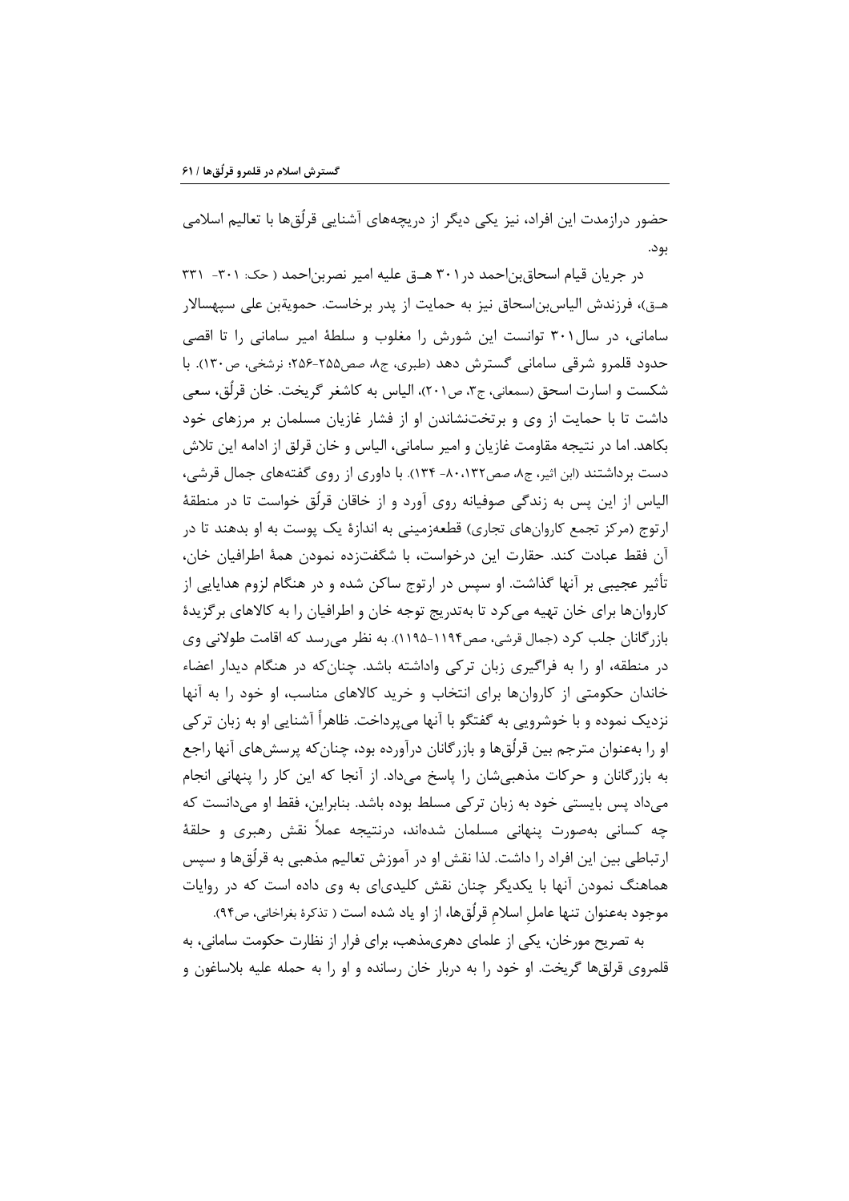حضور درازمدت این افراد، نیز یکی دیگر از دریچه‌های آشنایی قرلُق‌ها با تعالیم اسلامی بود.

در جریان قیام اسحاق‌بن‌احمد در ۳۰۱ هـ‌ق علیه امیر نصربن‌احمد ( حک: ۳۰۱- ۳۳۱ هـ‌ق)، فرزندش الیاس‌بن‌اسحاق نیز به حمایت از پدر برخاست. حمویةبن علی سپهسالار سامانی، در سال ۳۰۱ توانست این شورش را مغلوب و سلطهٔ امیر سامانی را تا اقصی حدود قلمرو شرقی سامانی گسترش دهد (طبری، ج۸، صص۲۵۵-۲۵۶؛ نرشخی، ص۱۳۰). با شکست و اسارت اسحق (سمعانی، ج۳، ص۲۰۱)، الیاس به کاشغر گریخت. خان قرلُق، سعی داشت تا با حمایت از وی و برتخت‌نشاندن او از فشار غازیان مسلمان بر مرزهای خود بکاهد. اما در نتیجه مقاومت غازیان و امیر سامانی، الیاس و خان قرلق از ادامه این تلاش دست برداشتند (ابن اثیر، ج۸، صص۱۳۲،۸۰- ۱۳۴). با داوری از روی گفته‌های جمال قرشی، الیاس از این پس به زندگی صوفیانه روی آورد و از خاقان قرلُق خواست تا در منطقهٔ ارتوج (مرکز تجمع کاروان‌های تجاری) قطعه‌زمینی به اندازهٔ یک پوست به او بدهند تا در آن فقط عبادت کند. حقارت این درخواست، با شگفت‌زده نمودن همهٔ اطرافیان خان، تأثیر عجیبی بر آنها گذاشت. او سپس در ارتوج ساکن شده و در هنگام لزوم هدایایی از کاروان‌ها برای خان تهیه می‌کرد تا به‌تدریج توجه خان و اطرافیان را به کالاهای برگزیدهٔ بازرگانان جلب کرد (جمال قرشی، صص۱۱۹۴-۱۱۹۵). به نظر می‌رسد که اقامت طولانی وی در منطقه، او را به فراگیری زبان ترکی واداشته باشد. چنان‌که در هنگام دیدار اعضاء خاندان حکومتی از کاروان‌ها برای انتخاب و خرید کالاهای مناسب، او خود را به آنها نزدیک نموده و با خوشرویی به گفتگو با آنها می‌پرداخت. ظاهراً آشنایی او به زبان ترکی او را به‌عنوان مترجم بین قرلُق‌ها و بازرگانان درآورده بود، چنان‌که پرسش‌های آنها راجع به بازرگانان و حرکات مذهبی‌شان را پاسخ می‌داد. از آنجا که این کار را پنهانی انجام می‌داد پس بایستی خود به زبان ترکی مسلط بوده باشد. بنابراین، فقط او می‌دانست که چه کسانی به‌صورت پنهانی مسلمان شده‌اند، درنتیجه عملاً نقش رهبری و حلقهٔ ارتباطی بین این افراد را داشت. لذا نقش او در آموزش تعالیم مذهبی به قرلُق‌ها و سپس هماهنگ نمودن آنها با یکدیگر چنان نقش کلیدی‌ای به وی داده است که در روایات موجود به‌عنوان تنها عاملِ اسلامِ قرلُق‌ها، از او یاد شده است ( تذکرهٔ بغراخانی، ص۹۴).

به تصریح مورخان، یکی از علمای دهری‌مذهب، برای فرار از نظارت حکومت سامانی، به قلمروی قرلق‌ها گریخت. او خود را به دربار خان رسانده و او را به حمله علیه بلاساغون و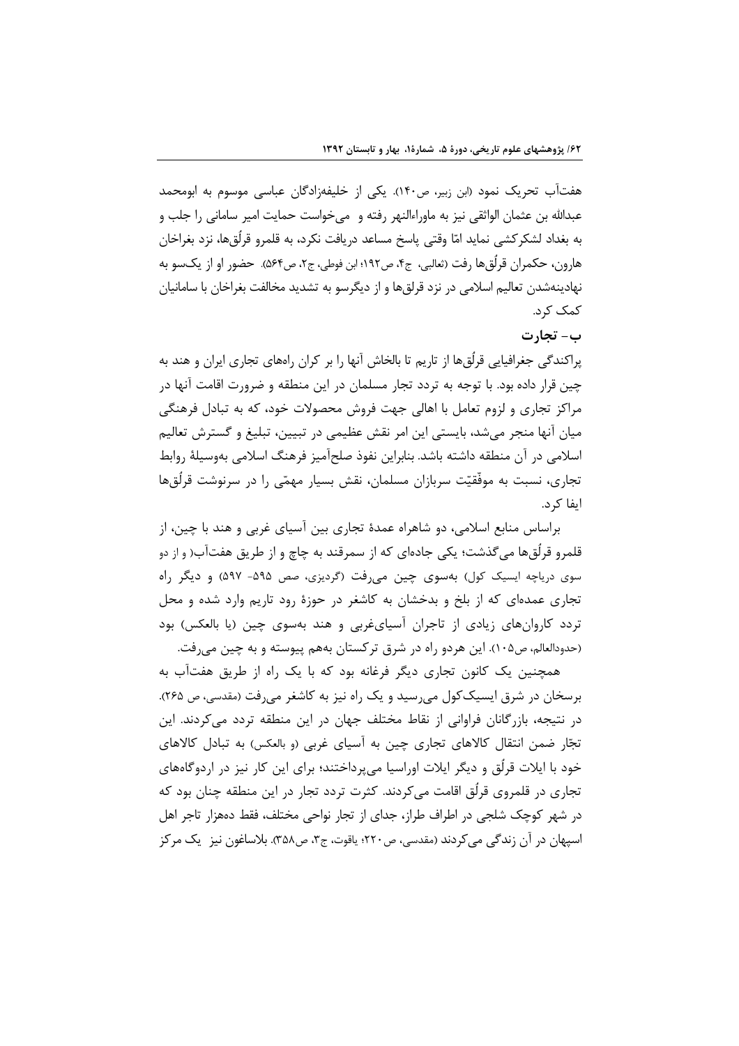هفت‌آب تحریک نمود (ابن زبیر، ص۱۴۰). یکی از خلیفه‌زادگان عباسی موسوم به ابومحمد عبدالله بن عثمان الواثقی نیز به ماوراءالنهر رفته و می‌خواست حمایت امیر سامانی را جلب و به بغداد لشکرکشی نماید امّا وقتی پاسخ مساعد دریافت نکرد، به قلمرو قرلُق‌ها، نزد بغراخان هارون، حکمران قرلُق‌ها رفت (ثعالبی، ج۴، ص۱۹۲؛ ابن فوطی، ج۲، ص۵۶۴). حضور او از یک‌سو به نهادینه‌شدن تعالیم اسلامی در نزد قرلق‌ها و از دیگرسو به تشدید مخالفت بغراخان با سامانیان کمک کرد.

### ب- تجارت

پراکندگی جغرافیایی قرلُق‌ها از تاریم تا بالخاش آنها را بر کران راههای تجاری ایران و هند به چین قرار داده بود. با توجه به تردد تجار مسلمان در این منطقه و ضرورت اقامت آنها در مراکز تجاری و لزوم تعامل با اهالی جهت فروش محصولات خود، که به تبادل فرهنگی میان آنها منجر می‌شد، بایستی این امر نقش عظیمی در تبیین، تبلیغ و گسترش تعالیم اسلامی در آن منطقه داشته باشد. بنابراین نفوذ صلح‌آمیز فرهنگ اسلامی به‌وسیلهٔ روابط تجاری، نسبت به موفّقیّت سربازان مسلمان، نقش بسیار مهمّی را در سرنوشت قرلُق‌ها ایفا کرد.

براساس منابع اسلامی، دو شاهراه عمدهٔ تجاری بین آسیای غربی و هند با چین، از قلمرو قرلُق‌ها می‌گذشت؛ یکی جاده‌ای که از سمرقند به چاچ و از طریق هفت‌آب( و از دو سوی دریاچه ایسیک کول) به‌سوی چین می‌رفت (گردیزی، صص ۵۹۵- ۵۹۷) و دیگر راه تجاری عمده‌ای که از بلخ و بدخشان به کاشغر در حوزهٔ رود تاریم وارد شده و محل تردد کاروان‌های زیادی از تاجران آسیای‌غربی و هند به‌سوی چین (یا بالعکس) بود (حدودالعالم، ص۱۰۵). این هردو راه در شرق ترکستان به‌هم پیوسته و به چین می‌رفت.

همچنین یک کانون تجاری دیگر فرغانه بود که با یک راه از طریق هفت‌آب به برسخان در شرق ایسیک‌کول می‌رسید و یک راه نیز به کاشغر می‌رفت (مقدسی، ص ۲۶۵). در نتیجه، بازرگانان فراوانی از نقاط مختلف جهان در این منطقه تردد می‌کردند. این تجّار ضمن انتقال کالاهای تجاری چین به آسیای غربی (و بالعکس) به تبادل کالاهای خود با ایلات قرلُق و دیگر ایلات اوراسیا می‌پرداختند؛ برای این کار نیز در اردوگاه‌های تجاری در قلمروی قرلُق اقامت می‌کردند. کثرت تردد تجار در این منطقه چنان بود که در شهر کوچک شلجی در اطراف طراز، جدای از تجار نواحی مختلف، فقط ده‌هزار تاجر اهل اسپهان در آن زندگی می‌کردند (مقدسی، ص۲۲۰؛ یاقوت، ج۳، ص۳۵۸). بلاساغون نیز یک مرکز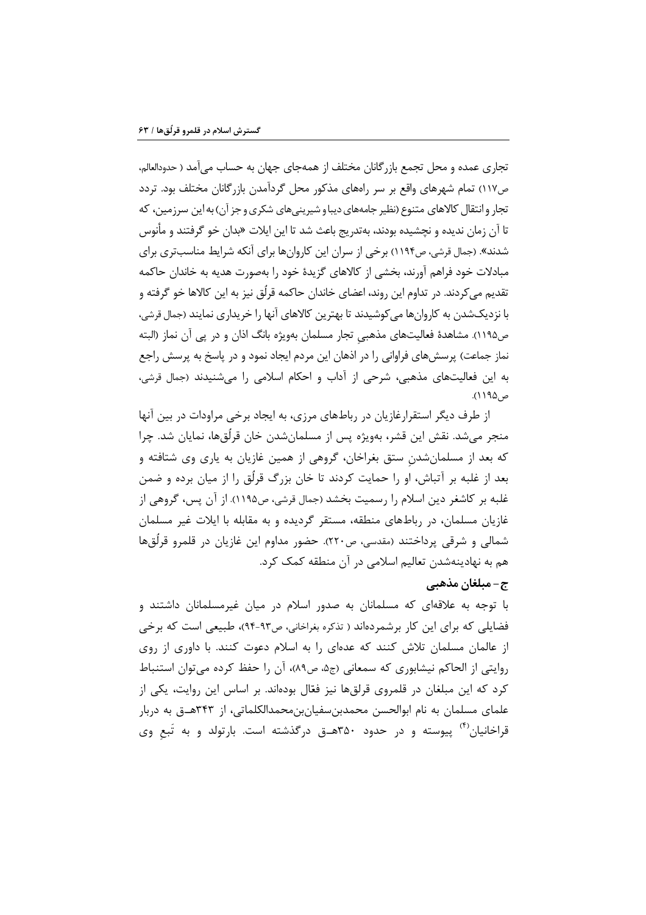تجاری عمده و محل تجمع بازرگانان مختلف از همه‌جای جهان به حساب می‌آمد ( حدودالعالم، ص۱۱۷) تمام شهرهای واقع بر سر راه‌های مذکور محل گردآمدن بازرگانان مختلف بود. تردد تجار و انتقال کالاهای متنوع (نظیر جامه‌های دیبا و شیرینی‌های شکری و جز آن) به این سرزمین، که تا آن زمان ندیده و نچشیده بودند، به‌تدریج باعث شد تا این ایلات «بدان خو گرفتند و مأنوس شدند». (جمال قرشی، ص۱۱۹۴) برخی از سران این کاروان‌ها برای آنکه شرایط مناسب‌تری برای مبادلات خود فراهم آورند، بخشی از کالاهای گزیدهٔ خود را به‌صورت هدیه به خاندان حاکمه تقدیم می‌کردند. در تداوم این روند، اعضای خاندان حاکمه قرلُق نیز به این کالاها خو گرفته و با نزدیک‌شدن به کاروان‌ها می‌کوشیدند تا بهترین کالاهای آنها را خریداری نمایند (جمال قرشی، ص۱۱۹۵). مشاهدهٔ فعالیت‌های مذهبیِ تجار مسلمان به‌ویژه بانگ اذان و در پی آن نماز (البته نماز جماعت) پرسش‌های فراوانی را در اذهان این مردم ایجاد نمود و در پاسخ به پرسش راجع به این فعالیت‌های مذهبی، شرحی از آداب و احکام اسلامی را می‌شنیدند (جمال قرشی، ص۱۱۹۵).

از طرف دیگر استقرارغازیان در رباط‌های مرزی، به ایجاد برخی مراودات در بین آنها منجر می‌شد. نقش این قشر، به‌ویژه پس از مسلمان‌شدن خان قرلُق‌ها، نمایان شد. چرا که بعد از مسلمان‌شدنِ ستق بغراخان، گروهی از همین غازیان به یاری وی شتافته و بعد از غلبه بر آتباش، او را حمایت کردند تا خان بزرگ قرلُق را از میان برده و ضمن غلبه بر کاشغر دین اسلام را رسمیت بخشد (جمال قرشی، ص۱۱۹۵). از آن پس، گروهی از غازیان مسلمان، در رباط‌های منطقه، مستقر گردیده و به مقابله با ایلات غیر مسلمان شمالی و شرقی پرداختند (مقدسی، ص۲۲۰). حضور مداوم این غازیان در قلمرو قرلُق‌ها هم به نهادینه‌شدن تعالیم اسلامی در آن منطقه کمک کرد.

### ج- مبلغان مذهبی

با توجه به علاقه‌ای که مسلمانان به صدور اسلام در میان غیرمسلمانان داشتند و فضایلی که برای این کار برشمرده‌اند ( تذکره بغراخانی، ص۹۳-۹۴)، طبیعی است که برخی از عالمان مسلمان تلاش کنند که عده‌ای را به اسلام دعوت کنند. با داوری از روی روایتی از الحاکم نیشابوری که سمعانی (ج۵، ص۸۹)، آن را حفظ کرده می‌توان استنباط کرد که این مبلغان در قلمروی قرلق‌ها نیز فعّال بوده‌اند. بر اساس این روایت، یکی از علمای مسلمان به نام ابوالحسن محمدبن‌سفیان‌بن‌محمدالکلماتی، از ۳۴۳هــق به دربار قراخانیان[۴] پیوسته و در حدود ۳۵۰هــق درگذشته است. بارتولد و به تَبعِ وی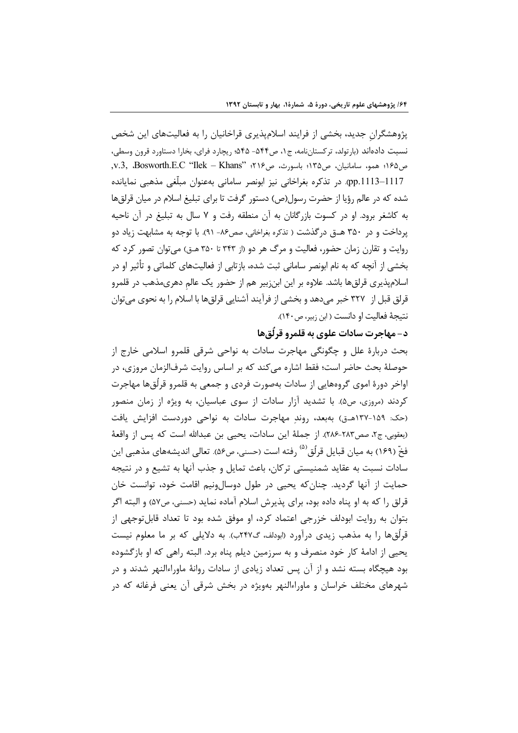پژوهشگرانِ جدید، بخشی از فرایند اسلام‌پذیری قراخانیان را به فعالیت‌های این شخص نسبت داده‌اند (بارتولد، ترکستان‌نامه، ج۱، ص۵۴۴- ۵۴۵؛ ریچارد فرای، بخارا دستاورد قرون وسطی، ص۱۶۵؛ همو، سامانیان، ص۱۳۵؛ باسورث، ص۲۱۶؛ "Bosworth.E.C "Ilek – Khans, v.3, pp.1113–1117). در تذکره بغراخانی نیز ابونصر سامانی به‌عنوان مبلّغی مذهبی نمایانده شده که در عالم رؤیا از حضرت رسول(ص) دستور گرفت تا برای تبلیغ اسلام در میان قرلق‌ها به کاشغر برود. او در کسوت بازرگانان به آن منطقه رفت و ۷ سال به تبلیغ در آن ناحیه پرداخت و در ۳۵۰ هـ‍.ق درگذشت ( تذکره بغراخانی، صص۸۶- ۹۱). با توجه به مشابهت زیاد دو روایت و تقارن زمان حضور، فعالیت و مرگ هر دو (از ۳۴۳ تا ۳۵۰ هـ‍.ق) می‌توان تصور کرد که بخشی از آنچه که به نام ابونصر سامانی ثبت شده، بازتابی از فعالیت‌های کلماتی و تأثیر او در اسلام‌پذیری قرلق‌ها باشد. علاوه بر این ابن‌زبیر هم از حضور یک عالمِ دهری‌مذهب در قلمرو قرلق قبل از ۳۲۷ خبر می‌دهد و بخشی از فرآیند آشنایی قرلق‌ها با اسلام را به نحوی می‌توان نتیجهٔ فعالیت او دانست ( ابن زبیر، ص۱۴۰).

### د- مهاجرت سادات علوی به قلمرو قرلُق‌ها

بحث دربارهٔ علل و چگونگی مهاجرت سادات به نواحی شرقی قلمرو اسلامی خارج از حوصلهٔ بحث حاضر است؛ فقط اشاره می‌کند که بر اساس روایت شرف‌الزمان مروزی، در اواخر دورهٔ اموی گروه‌هایی از سادات به‌صورت فردی و جمعی به قلمرو قرلُق‌ها مهاجرت کردند (مروزی، ص۵). با تشدید آزار سادات از سوی عباسیان، به ویژه از زمان منصور (حک: ۱۳۷-۱۵۹هـ‍.ق) به‌بعد، روندِ مهاجرت سادات به نواحی دوردست افزایش یافت (یعقوبی، ج۲، صص۲۸۳-۲۸۶). از جملهٔ این سادات، یحیی بن عبدالله است که پس از واقعهٔ فخّ (۱۶۹) به میان قبایل قرلُق[۵] رفته است (حسنی، ص۵۶). تعالی اندیشه‌های مذهبی این سادات نسبت به عقاید شمنیستی ترکان، باعث تمایل و جذب آنها به تشیع و در نتیجه حمایت از آنها گردید. چنان‌که یحیی در طول دوسال‌ونیم اقامت خود، توانست خان قرلق را که به او پناه داده بود، برای پذیرش اسلام آماده نماید (حسنی، ص۵۷) و البته اگر بتوان به روایت ابودلف خزرجی اعتماد کرد، او موفق شده بود تا تعداد قابل‌توجهی از قرلُق‌ها را به مذهب زیدی درآورد (ابودلف، گ۲۴۷ب). به دلایلی که بر ما معلوم نیست یحیی از ادامهٔ کار خود منصرف و به سرزمین دیلم پناه برد. البته راهی که او بازگشوده بود هیچگاه بسته نشد و از آن پس تعداد زیادی از سادات روانهٔ ماوراءالنهر شدند و در شهرهای مختلف خراسان و ماوراءالنهر به‌ویژه در بخش شرقی آن یعنی فرغانه که در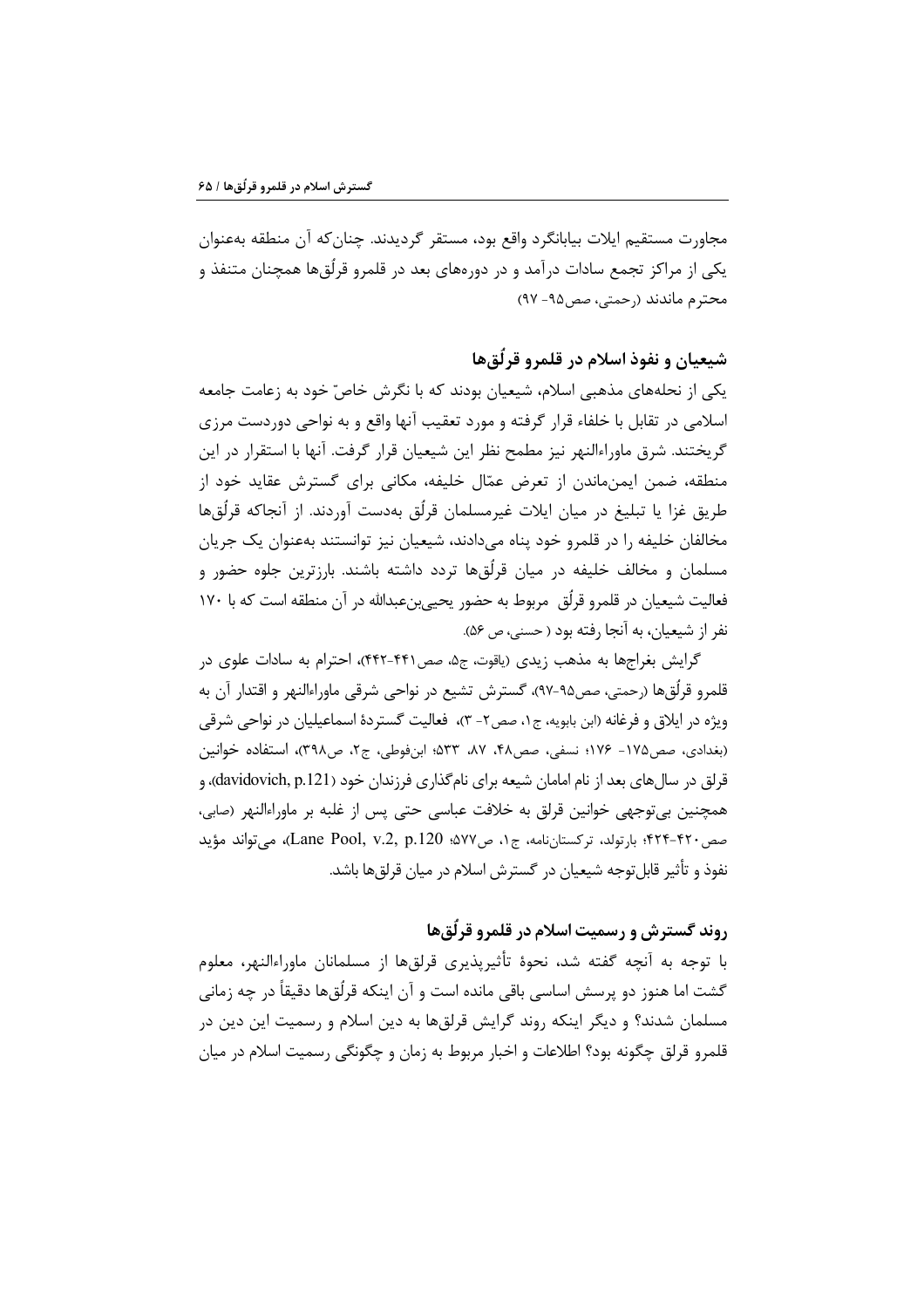مجاورت مستقیم ایلات بیابانگرد واقع بود، مستقر گردیدند. چنان‌که آن منطقه به‌عنوان یکی از مراکز تجمع سادات درآمد و در دوره‌های بعد در قلمرو قرلُق‌ها همچنان متنفذ و محترم ماندند (رحمتی، صص۹۵- ۹۷)

## شیعیان و نفوذ اسلام در قلمرو قرلُق‌ها

یکی از نحله‌های مذهبی اسلام، شیعیان بودند که با نگرش خاصّ خود به زعامت جامعه اسلامی در تقابل با خلفاء قرار گرفته و مورد تعقیب آنها واقع و به نواحی دوردست مرزی گریختند. شرق ماوراءالنهر نیز مطمح نظر این شیعیان قرار گرفت. آنها با استقرار در این منطقه، ضمن ایمن‌ماندن از تعرض عمّال خلیفه، مکانی برای گسترش عقاید خود از طریق غزا یا تبلیغ در میان ایلات غیرمسلمان قرلُق به‌دست آوردند. از آنجاکه قرلُق‌ها مخالفان خلیفه را در قلمرو خود پناه می‌دادند، شیعیان نیز توانستند به‌عنوان یک جریان مسلمان و مخالف خلیفه در میان قرلُق‌ها تردد داشته باشند. بارزترین جلوه حضور و فعالیت شیعیان در قلمرو قرلُق مربوط به حضور یحیی‌بن‌عبدالله در آن منطقه است که با ۱۷۰ نفر از شیعیان، به آنجا رفته بود ( حسنی، ص ۵۶).

گرایش بغراجها به مذهب زیدی (یاقوت، ج۵، صص۴۴۱-۴۴۲)، احترام به سادات علوی در قلمرو قرلُق‌ها (رحمتی، صص۹۵-۹۷)، گسترش تشیع در نواحی شرقی ماوراءالنهر و اقتدار آن به ویژه در ایلاق و فرغانه (ابن بابویه، ج۱، صص۲- ۳)، فعالیت گستردهٔ اسماعیلیان در نواحی شرقی (بغدادی، صص۱۷۵- ۱۷۶؛ نسفی، صص۴۸، ۸۷، ۵۳۳؛ ابن‌فوطی، ج۲، ص۳۹۸)، استفاده خوانین قرلق در سال‌های بعد از نام امامان شیعه برای نام‌گذاری فرزندان خود (davidovich, p.121)، و همچنین بی‌توجهی خوانین قرلق به خلافت عباسی حتی پس از غلبه بر ماوراءالنهر (صابی، صص۴۲۰-۴۲۴؛ بارتولد، ترکستان‌نامه، ج۱، ص۵۷۷؛ Lane Pool, v.2, p.120)، می‌تواند مؤید نفوذ و تأثیر قابل‌توجه شیعیان در گسترش اسلام در میان قرلق‌ها باشد.

## روند گسترش و رسمیت اسلام در قلمرو قرلُق‌ها

با توجه به آنچه گفته شد، نحوهٔ تأثیرپذیری قرلق‌ها از مسلمانان ماوراءالنهر، معلوم گشت اما هنوز دو پرسش اساسی باقی مانده است و آن اینکه قرلُق‌ها دقیقاً در چه زمانی مسلمان شدند؟ و دیگر اینکه روند گرایش قرلق‌ها به دین اسلام و رسمیت این دین در قلمرو قرلق چگونه بود؟ اطلاعات و اخبار مربوط به زمان و چگونگی رسمیت اسلام در میان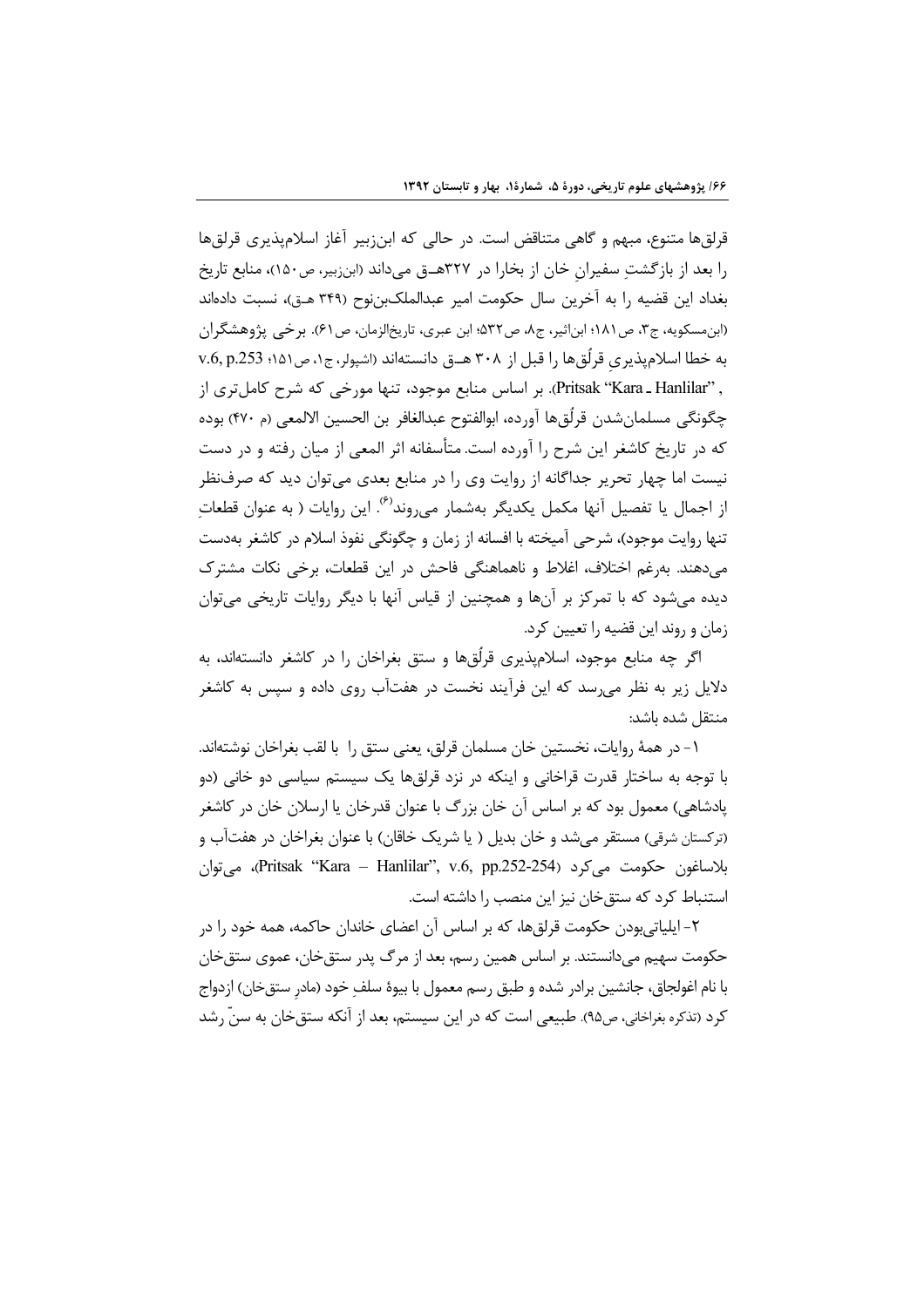قرلق‌ها متنوع، مبهم و گاهی متناقض است. در حالی که ابن‌زبیر آغاز اسلام‌پذیری قرلق‌ها را بعد از بازگشتِ سفیرانِ خان از بخارا در ۳۲۷هـ‍ـق می‌داند (ابن‌زبیر، ص۱۵۰)، منابع تاریخ بغداد این قضیه را به آخرین سال حکومت امیر عبدالملک‌بن‌نوح (۳۴۹ هـ‍ق)، نسبت داده‌اند (ابن‌مسکویه، ج۳، ص۱۸۱؛ ابن‌اثیر، ج۸، ص۵۳۲؛ ابن عبری، تاریخ‌الزمان، ص۶۱). برخی پژوهشگران به خطا اسلام‌پذیریِ قرلُق‌ها را قبل از ۳۰۸ هـ‍ق دانسته‌اند (اشپولر، ج۱، ص۱۵۱؛ v.6, p.253 , "Pritsak "Kara ـ Hanlilar). بر اساس منابع موجود، تنها مورخی که شرح کامل‌تری از چگونگی مسلمان‌شدن قرلُق‌ها آورده، ابوالفتوح عبدالغافر بن الحسین الالمعی (م ۴۷۰) بوده که در تاریخ کاشغر این شرح را آورده است. متأسفانه اثر المعی از میان رفته و در دست نیست اما چهار تحریر جداگانه از روایت وی را در منابع بعدی می‌توان دید که صرف‌نظر از اجمال یا تفصیل آنها مکمل یکدیگر به‌شمار می‌روند[۶]. این روایات ( به عنوان قطعاتِ تنها روایت موجود)، شرحی آمیخته با افسانه از زمان و چگونگی نفوذ اسلام در کاشغر به‌دست می‌دهند. به‌رغم اختلاف، اغلاط و ناهماهنگی فاحش در این قطعات، برخی نکات مشترک دیده می‌شود که با تمرکز بر آن‌ها و همچنین از قیاس آنها با دیگر روایات تاریخی می‌توان زمان و روند این قضیه را تعیین کرد.

اگر چه منابع موجود، اسلام‌پذیری قرلُق‌ها و ستق بغراخان را در کاشغر دانسته‌اند، به دلایل زیر به نظر می‌رسد که این فرآیند نخست در هفت‌آب روی داده و سپس به کاشغر منتقل شده باشد:

۱- در همهٔ روایات، نخستین خان مسلمان قرلق، یعنی ستق را با لقب بغراخان نوشته‌اند. با توجه به ساختار قدرت قراخانی و اینکه در نزد قرلق‌ها یک سیستم سیاسی دو خانی (دو پادشاهی) معمول بود که بر اساس آن خان بزرگ با عنوان قدرخان یا ارسلان خان در کاشغر (ترکستان شرقی) مستقر می‌شد و خان بدیل ( یا شریک خاقان) با عنوان بغراخان در هفت‌آب و بلاساغون حکومت می‌کرد (Pritsak "Kara – Hanlilar", v.6, pp.252-254)، می‌توان استنباط کرد که ستق‌خان نیز این منصب را داشته است.

۲- ایلیاتی‌بودن حکومت قرلق‌ها، که بر اساس آن اعضای خاندان حاکمه، همه خود را در حکومت سهیم می‌دانستند. بر اساس همین رسم، بعد از مرگ پدر ستق‌خان، عموی ستق‌خان با نام اغولجاق، جانشین برادر شده و طبق رسم معمول با بیوهٔ سلفِ خود (مادرِ ستق‌خان) ازدواج کرد (تذکره بغراخانی، ص۹۵). طبیعی است که در این سیستم، بعد از آنکه ستق‌خان به سنّ رشد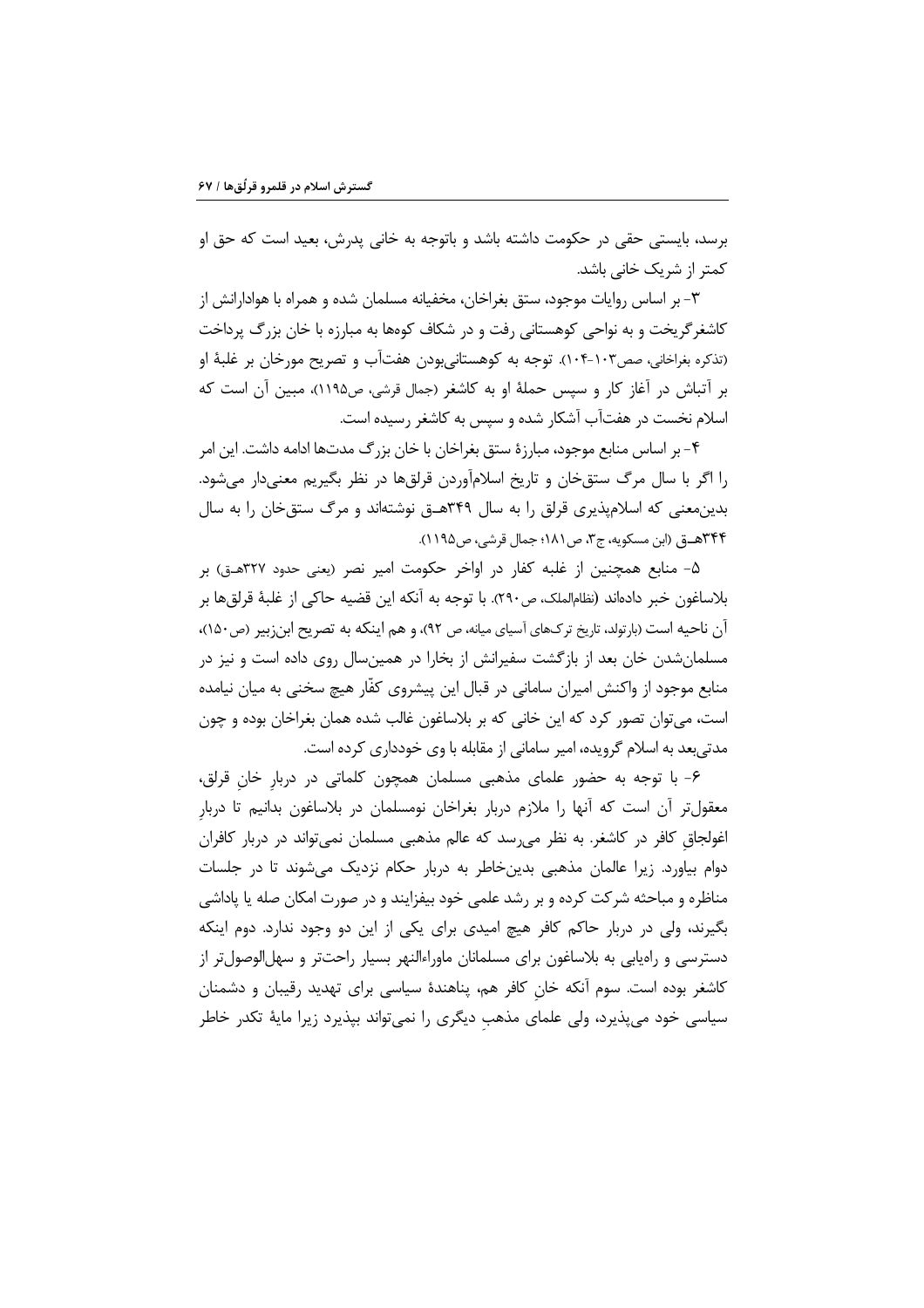برسد، بایستی حقی در حکومت داشته باشد و باتوجه به خانی پدرش، بعید است که حق او کمتر از شریک خانی باشد.

۳- بر اساس روایات موجود، ستق بغراخان، مخفیانه مسلمان شده و همراه با هوادارانش از کاشغرگریخت و به نواحی کوهستانی رفت و در شکاف کوهها به مبارزه با خان بزرگ پرداخت (تذکره بغراخانی، صص۱۰۳-۱۰۴). توجه به کوهستانی‌بودن هفت‌آب و تصریح مورخان بر غلبهٔ او بر آتباش در آغاز کار و سپس حملهٔ او به کاشغر (جمال قرشی، ص۱۱۹۵)، مبین آن است که اسلام نخست در هفت‌آب آشکار شده و سپس به کاشغر رسیده است.

۴- بر اساس منابع موجود، مبارزهٔ ستق بغراخان با خان بزرگ مدت‌ها ادامه داشت. این امر را اگر با سال مرگ ستق‌خان و تاریخ اسلام‌آوردن قرلق‌ها در نظر بگیریم معنی‌دار می‌شود. بدین‌معنی که اسلام‌پذیری قرلق را به سال ۳۴۹هـ‍ق نوشته‌اند و مرگ ستق‌خان را به سال ۳۴۴هـ‍ق (ابن مسکویه، ج۳، ص۱۸۱؛ جمال قرشی، ص۱۱۹۵).

۵- منابع همچنین از غلبه کفار در اواخر حکومت امیر نصر (یعنی حدود ۳۲۷هـ‍ق) بر بلاساغون خبر داده‌اند (نظام‌الملک، ص۲۹۰). با توجه به آنکه این قضیه حاکی از غلبهٔ قرلق‌ها بر آن ناحیه است (بارتولد، تاریخ ترک‌های آسیای میانه، ص ۹۲)، و هم اینکه به تصریح ابن‌زبیر (ص۱۵۰)، مسلمان‌شدن خان بعد از بازگشت سفیرانش از بخارا در همین‌سال روی داده است و نیز در منابع موجود از واکنش امیران سامانی در قبال این پیشروی کفّار هیچ سخنی به میان نیامده است، می‌توان تصور کرد که این خانی که بر بلاساغون غالب شده همان بغراخان بوده و چون مدتی‌بعد به اسلام گرویده، امیر سامانی از مقابله با وی خودداری کرده است.

۶- با توجه به حضور علمای مذهبی مسلمان همچون کلماتی در دربارِ خانِ قرلق، معقول‌تر آن است که آنها را ملازم دربار بغراخان نومسلمان در بلاساغون بدانیم تا دربارِ اغولجاقِ کافر در کاشغر. به نظر می‌رسد که عالم مذهبی مسلمان نمی‌تواند در دربار کافران دوام بیاورد. زیرا عالمان مذهبی بدین‌خاطر به دربار حکام نزدیک می‌شوند تا در جلسات مناظره و مباحثه شرکت کرده و بر رشد علمی خود بیفزایند و در صورت امکان صله یا پاداشی بگیرند، ولی در دربار حاکم کافر هیچ امیدی برای یکی از این دو وجود ندارد. دوم اینکه دسترسی و راه‌یابی به بلاساغون برای مسلمانان ماوراءالنهر بسیار راحت‌تر و سهل‌الوصول‌تر از کاشغر بوده است. سوم آنکه خانِ کافر هم، پناهندهٔ سیاسی برای تهدید رقیبان و دشمنان سیاسی خود می‌پذیرد، ولی علمای مذهبِ دیگری را نمی‌تواند بپذیرد زیرا مایهٔ تکدر خاطر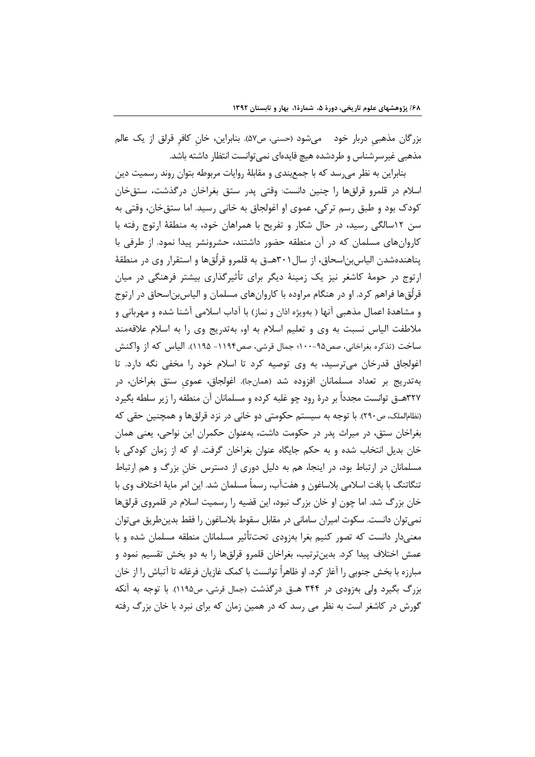بزرگان مذهبیِ دربار خود   می‌شود (حسنی، ص۵۷). بنابراین، خانِ کافرِ قرلق از یک عالم مذهبی غیرسرشناس و طردشده هیچ فایده‌ای نمی‌توانست انتظار داشته باشد.

بنابراین به نظر می‌رسد که با جمع‌بندی و مقابلهٔ روایات مربوطه بتوان روند رسمیت دین اسلام در قلمرو قرلق‌ها را چنین دانست: وقتی پدر ستق بغراخان درگذشت، ستق‌خان کودک بود و طبق رسم ترکی، عموی او اغولجاق به خانی رسید. اما ستق‌خان، وقتی به سن ۱۲سالگی رسید، در حال شکار و تفریح با همراهان خود، به منطقهٔ ارتوج رفته با کاروان‌های مسلمان که در آن منطقه حضور داشتند، حشرونشر پیدا نمود. از طرفی با پناهنده‌شدن الیاس‌بن‌اسحاق، از سال۳۰۱هـ‍ق به قلمرو قرلُق‌ها و استقرار وی در منطقهٔ ارتوج در حومهٔ کاشغر نیز یک زمینهٔ دیگر برای تأثیرگذاری بیشتر فرهنگی در میان قرلُق‌ها فراهم کرد. او در هنگام مراوده با کاروان‌های مسلمان و الیاس‌بن‌اسحاق در ارتوج و مشاهدهٔ اعمال مذهبی آنها ( به‌ویژه اذان و نماز) با آداب اسلامی آشنا شده و مهربانی و ملاطفت الیاس نسبت به وی و تعلیم اسلام به او، به‌تدریج وی را به اسلام علاقه‌مند ساخت (تذکره بغراخانی، صص۹۵-۱۰۰؛ جمال قرشی، صص۱۱۹۴- ۱۱۹۵). الیاس که از واکنش اغولجاق قدرخان می‌ترسید، به وی توصیه کرد تا اسلام خود را مخفی نگه دارد. تا به‌تدریج بر تعداد مسلمانان افزوده شد (همان‌جا). اغولجاق، عموی ستق بغراخان، در ۳۲۷هـ‍ق توانست مجدداً بر درهٔ رود چو غلبه کرده و مسلمانان آن منطقه را زیر سلطه بگیرد (نظام‌الملک، ص۲۹۰). با توجه به سیستم حکومتی دو خانی در نزد قرلق‌ها و همچنین حقی که بغراخان ستق، در میراث پدر در حکومت داشت، به‌عنوان حکمران این نواحی، یعنی همان خان بدیل انتخاب شده و به حکم جایگاه عنوان بغراخان گرفت. او که از زمان کودکی با مسلمانان در ارتباط بود، در اینجا، هم به دلیل دوری از دسترس خانِ بزرگ و هم ارتباط تنگاتنگ با بافت اسلامی بلاساغون و هفت‌آب، رسماً مسلمان شد. این امر مایهٔ اختلاف وی با خان بزرگ شد. اما چون او خان بزرگ نبود، این قضیه را رسمیت اسلام در قلمروی قرلق‌ها نمی‌توان دانست. سکوت امیران سامانی در مقابل سقوط بلاساغون را فقط بدین‌طریق می‌توان معنی‌دار دانست که تصور کنیم بغرا به‌زودی تحت‌تأثیر مسلمانان منطقه مسلمان شده و با عمش اختلاف پیدا کرد. بدین‌ترتیب، بغراخان قلمرو قرلق‌ها را به دو بخش تقسیم نمود و مبارزه با بخش جنوبی را آغاز کرد. او ظاهراً توانست با کمک غازیان فرغانه تا آتباش را از خان بزرگ بگیرد ولی به‌زودی در ۳۴۴ هـ‍ق درگذشت (جمال قرشی، ص۱۱۹۵). با توجه به آنکه گورش در کاشغر است به نظر می رسد که در همین زمان که برای نبرد با خان بزرگ رفته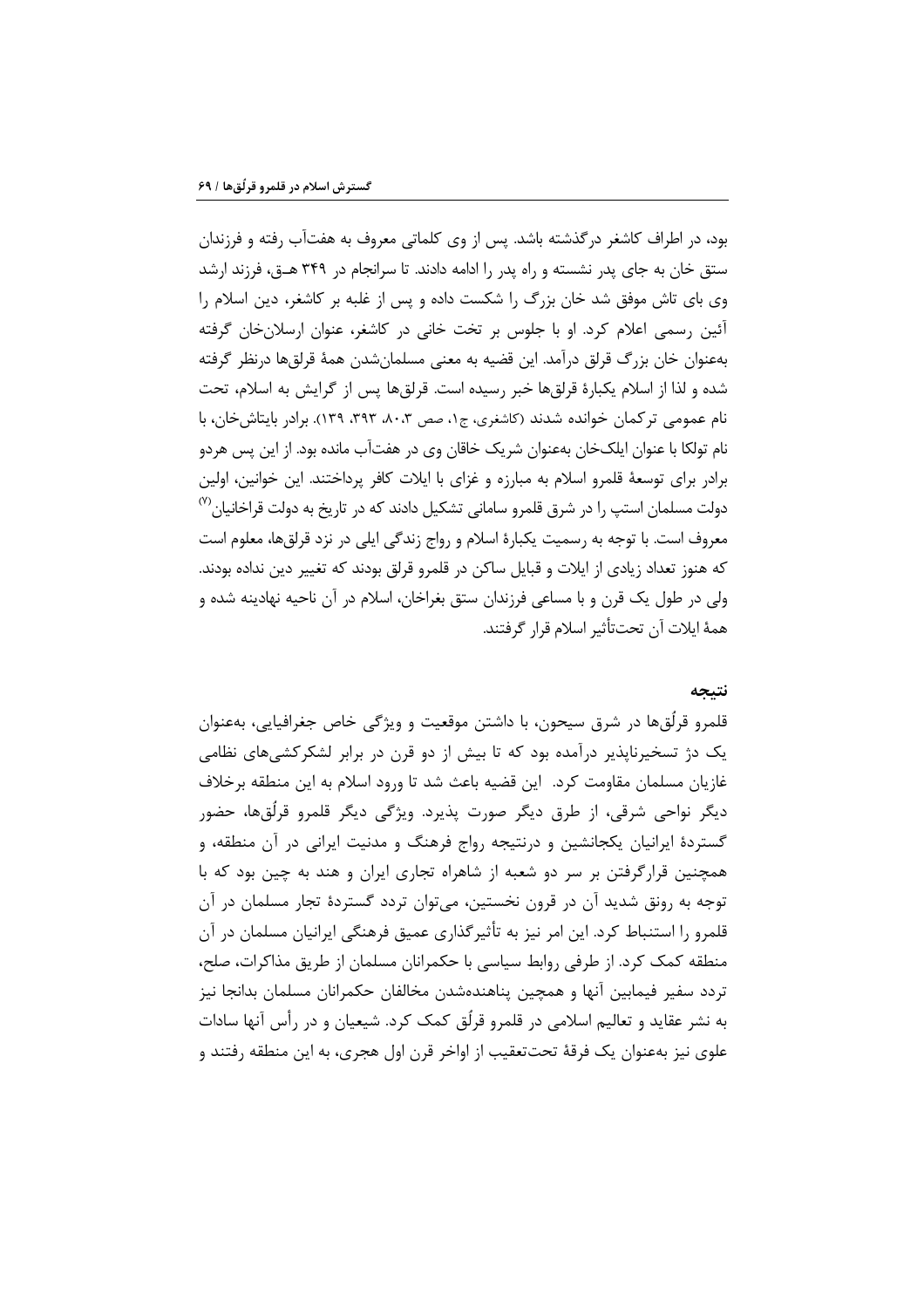بود، در اطراف کاشغر درگذشته باشد. پس از وی کلماتی معروف به هفت‌آب رفته و فرزندان ستق خان به جای پدر نشسته و راه پدر را ادامه دادند. تا سرانجام در ۳۴۹ هـ‍ق، فرزند ارشد وی بای تاش موفق شد خان بزرگ را شکست داده و پس از غلبه بر کاشغر، دین اسلام را آئین رسمی اعلام کرد. او با جلوس بر تخت خانی در کاشغر، عنوان ارسلان‌خان گرفته به‌عنوان خان بزرگ قرلق درآمد. این قضیه به معنی مسلمان‌شدن همهٔ قرلق‌ها درنظر گرفته شده و لذا از اسلام یکبارهٔ قرلق‌ها خبر رسیده است. قرلق‌ها پس از گرایش به اسلام، تحت نام عمومی ترکمان خوانده شدند (کاشغری، ج۱، صص ۸۰،۳، ۳۹۳، ۱۳۹). برادر بایتاش‌خان، با نام تولکا با عنوان ایلک‌خان به‌عنوان شریک خاقان وی در هفت‌آب مانده بود. از این پس هردو برادر برای توسعهٔ قلمرو اسلام به مبارزه و غزای با ایلات کافر پرداختند. این خوانین، اولین دولت مسلمان استپ را در شرق قلمرو سامانی تشکیل دادند که در تاریخ به دولت قراخانیان[۷] معروف است. با توجه به رسمیت یکبارهٔ اسلام و رواج زندگی ایلی در نزد قرلق‌ها، معلوم است که هنوز تعداد زیادی از ایلات و قبایل ساکن در قلمرو قرلق بودند که تغییر دین نداده بودند. ولی در طول یک قرن و با مساعی فرزندان ستق بغراخان، اسلام در آن ناحیه نهادینه شده و همهٔ ایلات آن تحت‌تأثیر اسلام قرار گرفتند.

## نتیجه

قلمرو قرلُق‌ها در شرق سیحون، با داشتن موقعیت و ویژگی خاص جغرافیایی، به‌عنوان یک دژ تسخیرناپذیر درآمده بود که تا بیش از دو قرن در برابر لشکرکشی‌های نظامی غازیان مسلمان مقاومت کرد. این قضیه باعث شد تا ورود اسلام به این منطقه برخلاف دیگر نواحی شرقی، از طرق دیگر صورت پذیرد. ویژگی دیگر قلمرو قرلُق‌ها، حضور گستردهٔ ایرانیان یکجانشین و درنتیجه رواج فرهنگ و مدنیت ایرانی در آن منطقه، و همچنین قرارگرفتن بر سر دو شعبه از شاهراه تجاری ایران و هند به چین بود که با توجه به رونق شدید آن در قرون نخستین، می‌توان تردد گستردهٔ تجار مسلمان در آن قلمرو را استنباط کرد. این امر نیز به تأثیرگذاری عمیق فرهنگی ایرانیان مسلمان در آن منطقه کمک کرد. از طرفی روابط سیاسی با حکمرانان مسلمان از طریق مذاکرات، صلح، تردد سفیر فیمابین آنها و همچنین پناهنده‌شدن مخالفان حکمرانان مسلمان بدانجا نیز به نشر عقاید و تعالیم اسلامی در قلمرو قرلُق کمک کرد. شیعیان و در رأس آنها سادات علوی نیز به‌عنوان یک فرقهٔ تحت‌تعقیب از اواخر قرن اول هجری، به این منطقه رفتند و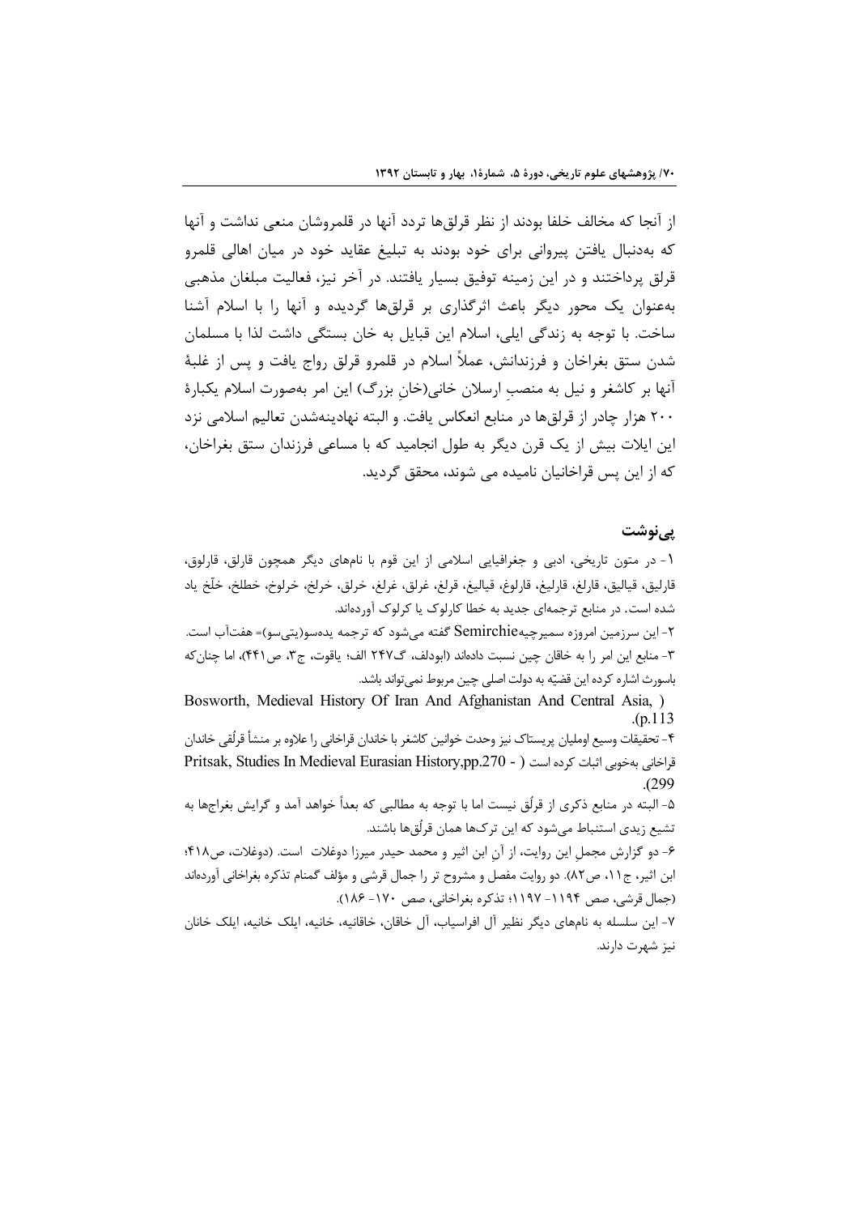از آنجا که مخالف خلفا بودند از نظر قرلق‌ها تردد آنها در قلمروشان منعی نداشت و آنها که به‌دنبال یافتن پیروانی برای خود بودند به تبلیغ عقاید خود در میان اهالی قلمرو قرلق پرداختند و در این زمینه توفیق بسیار یافتند. در آخر نیز، فعالیت مبلغان مذهبی به‌عنوان یک محور دیگر باعث اثرگذاری بر قرلق‌ها گردیده و آنها را با اسلام آشنا ساخت. با توجه به زندگی ایلی، اسلام این قبایل به خان بستگی داشت لذا با مسلمان شدن ستق بغراخان و فرزندانش، عملاً اسلام در قلمرو قرلق رواج یافت و پس از غلبهٔ آنها بر کاشغر و نیل به منصبِ ارسلان خانی(خانِ بزرگ) این امر به‌صورت اسلام یکبارهٔ ۲۰۰ هزار چادر از قرلق‌ها در منابع انعکاس یافت. و البته نهادینه‌شدن تعالیم اسلامی نزد این ایلات بیش از یک قرن دیگر به طول انجامید که با مساعی فرزندان ستق بغراخان، که از این پس قراخانیان نامیده می شوند، محقق گردید.

## پی‌نوشت

۱- در متون تاریخی، ادبی و جغرافیایی اسلامی از این قوم با نام‌های دیگر همچون قارلق، قارلوق، قارلیق، قیالیق، قارلغ، قارلیغ، قارلوغ، قیالیغ، قرلغ، غرلق، غرلغ، خرلق، خرلخ، خرلوخ، خطلخ، خلّخ یاد شده است. در منابع ترجمه‌ای جدید به خطا کارلوک یا کرلوک آورده‌اند.

۲- این سرزمین امروزه سمیرچیه Semirchie گفته می‌شود که ترجمه یده‌سو(یتی‌سو)= هفت‌آب است.

۳- منابع این امر را به خاقان چین نسبت داده‌اند (ابودلف، گ۲۴۷ الف؛ یاقوت، ج۳، ص۴۴۱)، اما چنان‌که باسورث اشاره کرده این قضیّه به دولت اصلی چین مربوط نمی‌تواند باشد. (Bosworth, Medieval History Of Iran And Afghanistan And Central Asia, p.113)

۴- تحقیقات وسیع اوملیان پریستاک نیز وحدت خوانین کاشغر با خاندان قراخانی را علاوه بر منشأ قرلُقی خاندان قراخانی به‌خوبی اثبات کرده است (Pritsak, Studies In Medieval Eurasian History,pp.270 - 299).

۵- البته در منابع ذکری از قرلُق نیست اما با توجه به مطالبی که بعداً خواهد آمد و گرایش بغراج‌ها به تشیع زیدی استنباط می‌شود که این ترک‌ها همان قرلُق‌ها باشند.

۶- دو گزارش مجمل این روایت، از آنِ ابن اثیر و محمد حیدر میرزا دوغلات است. (دوغلات، ص۴۱۸؛ ابن اثیر، ج۱۱، ص۸۲). دو روایت مفصل و مشروح تر را جمال قرشی و مؤلف گمنام تذکره بغراخانی آورده‌اند (جمال قرشی، صص ۱۱۹۴- ۱۱۹۷؛ تذکره بغراخانی، صص ۱۷۰- ۱۸۶).

۷- این سلسله به نام‌های دیگر نظیر آل افراسیاب، آل خاقان، خاقانیه، خانیه، ایلک خانیه، ایلک خانان نیز شهرت دارند.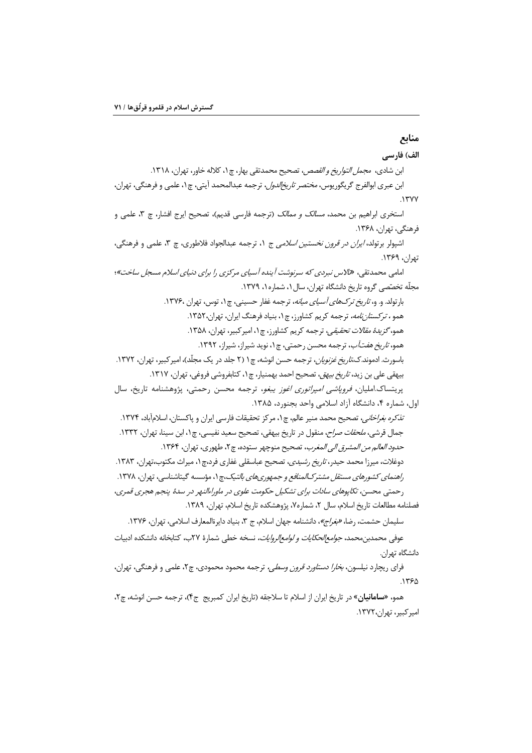## منابع

**الف) فارسی**

ابن شادی، *مجمل التواریخ و القصص*، تصحیح محمدتقی بهار، چ۱، کلاله خاور، تهران، ۱۳۱۸.

ابن عبری ابوالفرج گریگوریوس، *مختصر تاریخ‌الدول*، ترجمه عبدالمحمد آیتی، چ۱، علمی و فرهنگی، تهران، ۱۳۷۷.

استخری ابراهیم بن محمد، *مسالک و ممالک* (ترجمه فارسی قدیم)، تصحیح ایرج افشار، چ ۳، علمی و فرهنگی، تهران، ۱۳۶۸.

اشپولر برتولد، *ایران در قرون نخستین اسلامی* ج ۱، ترجمه عبدالجواد فلاطوری، چ ۳، علمی و فرهنگی، تهران، ۱۳۶۹.

امامی محمدتقی، «*تالاس نبردی که سرنوشت آینده آسیای مرکزی را برای دنیای اسلام مسجل ساخت*»؛ مجلّه تخصّصی گروه تاریخ دانشگاه تهران، سال ۱، شماره ۱، ۱۳۷۹.

بارتولد. و، *تاریخ ترک‌های آسیای میانه*، ترجمه غفار حسینی، چ۱، توس، تهران ،۱۳۷۶.

همو ، *ترکستان‌نامه*، ترجمه کریم کشاورز، چ۱، بنیاد فرهنگ ایران، تهران،۱۳۵۲.

همو، *گزیدهٔ مقالات تحقیقی*، ترجمه کریم کشاورز، چ۱، امیرکبیر، تهران، ۱۳۵۸.

همو، *تاریخ هفت‌آب*، ترجمه محسن رحمتی، چ۱، نوید شیراز، شیراز، ۱۳۹۲.

باسورث. ادموند.ک،*تاریخ غزنویان*، ترجمه حسن انوشه، چ۱ (۲ جلد در یک مجلّد)، امیرکبیر، تهران، ۱۳۷۲.

بیهقی علی بن زید، *تاریخ بیهق*، تصحیح احمد بهمنیار، چ۱، کتابفروشی فروغی، تهران، ۱۳۱۷.

پریتساک.املیان، *فروپاشی امپراتوری اغوز یبغو*، ترجمه محسن رحمتی، پژوهشنامه تاریخ، سال اول، شماره ۴، دانشگاه آزاد اسلامی واحد بجنورد، ۱۳۸۵.

*تذکره بغراخانی*، تصحیح محمد منیر عالم، چ۱، مرکز تحقیقات فارسی ایران و پاکستان، اسلام‌آباد، ۱۳۷۴.

جمال قرشی، *ملحقات صراح*، منقول در تاریخ بیهقی، تصحیح سعید نفیسی، چ۱، ابن سینا، تهران، ۱۳۳۲.

*حدود العالم من المشرق الی المغرب*، تصحیح منوچهر ستوده، چ۲، طهوری، تهران، ۱۳۶۴.

دوغلات، میرزا محمد حیدر، *تاریخ رشیدی*، تصحیح عباسقلی غفاری فرد،چ۱، میراث مکتوب،تهران، ۱۳۸۳.

*راهنمای کشورهای مستقل مشترک‌المنافع و جمهوری‌های بالتیک*،چ۱، مؤسسه گیتاشناسی، تهران، ۱۳۷۸.

رحمتی محسن، *تکاپوهای سادات برای تشکیل حکومت علوی در ماوراءالنهر در سدهٔ پنجم هجری قمری*، فصلنامه مطالعات تاریخ اسلام، سال ۲، شماره۷، پژوهشکده تاریخ اسلام، تهران، ۱۳۸۹.

سلیمان حشمت، رضا، «*بغراج*»، دانشنامه جهان اسلام، ج ۳، بنیاد دایرةالمعارف اسلامی، تهران، ۱۳۷۶.

عوفی محمدبن‌محمد، *جوامع‌الحکایات و لوامع‌الروایات*، نسخه خطی شمارهٔ ۲۷ب، کتابخانه دانشکده ادبیات دانشگاه تهران.

فرای ریچارد نیلسون، *بخارا دستاورد قرون وسطی*، ترجمه محمود محمودی، چ۲، علمی و فرهنگی، تهران، ۱۳۶۵.

همو، «**سامانیان**» در تاریخ ایران از اسلام تا سلاجقه (تاریخ ایران کمبریج ج۴)، ترجمه حسن انوشه، چ۲، امیرکبیر، تهران،۱۳۷۲.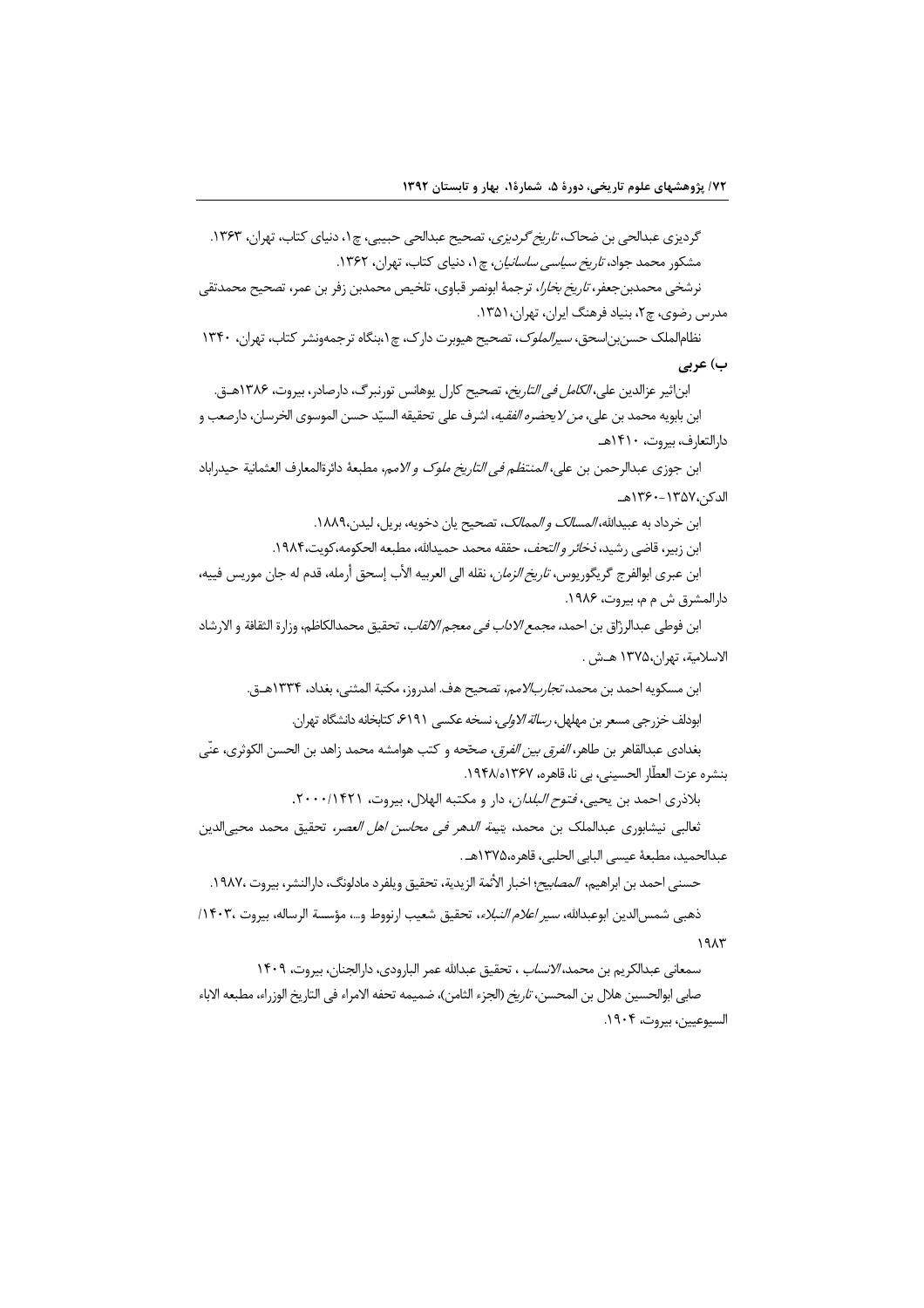گردیزی عبدالحی بن ضحاک، *تاریخ گردیزی*، تصحیح عبدالحی حبیبی، چ۱، دنیای کتاب، تهران، ۱۳۶۳.

مشکور محمد جواد، *تاریخ سیاسی ساسانیان*، چ۱، دنیای کتاب، تهران، ۱۳۶۲.

نرشخی محمدبن‌جعفر، *تاریخ بخارا*، ترجمهٔ ابونصر قباوی، تلخیص محمدبن زفر بن عمر، تصحیح محمدتقی مدرس رضوی، چ۲، بنیاد فرهنگ ایران، تهران،۱۳۵۱.

نظام‌الملک حسن‌بن‌اسحق، *سیرالملوک*، تصحیح هیوبرت دارک، چ۱،بنگاه ترجمه‌ونشر کتاب، تهران، ۱۳۴۰

**ب) عربی**

ابن‌اثیر عزالدین علی، *الکامل فی التاریخ*، تصحیح کارل یوهانس تورنبرگ، دارصادر، بیروت، ۱۳۸۶هـق.

ابن بابویه محمد بن علی، *من لایحضره الفقیه*، اشرف علی تحقیقه السیّد حسن الموسوی الخرسان، دارصعب و دارالتعارف، بیروت، ۱۴۱۰هـ

ابن جوزی عبدالرحمن بن علی، *المنتظم فی التاریخ ملوک و الامم*، مطبعهٔ دائرةالمعارف العثمانیة حیدراباد الدکن،۱۳۵۷-۱۳۶۰هـ

ابن خرداد به عبیدالله، *المسالک و الممالک*، تصحیح یان دخویه، بریل، لیدن،۱۸۸۹.

ابن زبیر، قاضی رشید، *ذخائر و التحف*، حققه محمد حمیدالله، مطبعه الحکومه،کویت،۱۹۸۴.

ابن عبری ابوالفرج گریگوریوس، *تاریخ الزمان*، نقله الی العربیه الأب إسحق أرمله، قدم له جان موریس فییه، دارالمشرق ش م م، بیروت، ۱۹۸۶.

ابن فوطی عبدالرزّاق بن احمد، *مجمع الاداب فی معجم الالقاب*، تحقیق محمدالکاظم، وزارة الثقافة و الارشاد الاسلامیة، تهران،۱۳۷۵ هـش .

ابن مسکویه احمد بن محمد، *تجارب‌الامم*، تصحیح هف. امدروز، مکتبة المثنی، بغداد، ۱۳۳۴هـق.

ابودلف خزرجی مسعر بن مهلهل، *رسالة الاولی*، نسخه عکسی ۶۱۹۱، کتابخانه دانشگاه تهران.

بغدادی عبدالقاهر بن طاهر، *الفرق بین الفرق*، صحّحه و کتب هوامشه محمد زاهد بن الحسن الکوثری، عنّی بنشره عزت العطّار الحسینی، بی نا، قاهره، ۱۳۶۷ه/۱۹۴۸.

بلاذری احمد بن یحیی، *فتوح البلدان*، دار و مکتبه الهلال، بیروت، ۱۴۲۱/۲۰۰۰.

ثعالبی نیشابوری عبدالملک بن محمد، *یتیمة الدهر فی محاسن اهل العصر*، تحقیق محمد محیی‌الدین عبدالحمید، مطبعهٔ عیسی البابی الحلبی، قاهره،۱۳۷۵هـ .

حسنی احمد بن ابراهیم، *المصابیح؛* اخبار الأئمة الزیدیة، تحقیق ویلفرد مادلونگ، دارالنشر، بیروت ،۱۹۸۷.

ذهبی شمس‌الدین ابوعبدالله، *سیر اعلام النبلاء*، تحقیق شعیب ارنووط و...، مؤسسة الرساله، بیروت ،۱۴۰۳/ ۱۹۸۳

سمعانی عبدالکریم بن محمد، *الانساب* ، تحقیق عبدالله عمر البارودی، دارالجنان، بیروت، ۱۴۰۹

صابی ابوالحسین هلال بن المحسن، *تاریخ* (الجزء الثامن)، ضمیمه تحفه الامراء فی التاریخ الوزراء، مطبعه الاباء السیوعیین، بیروت، ۱۹۰۴.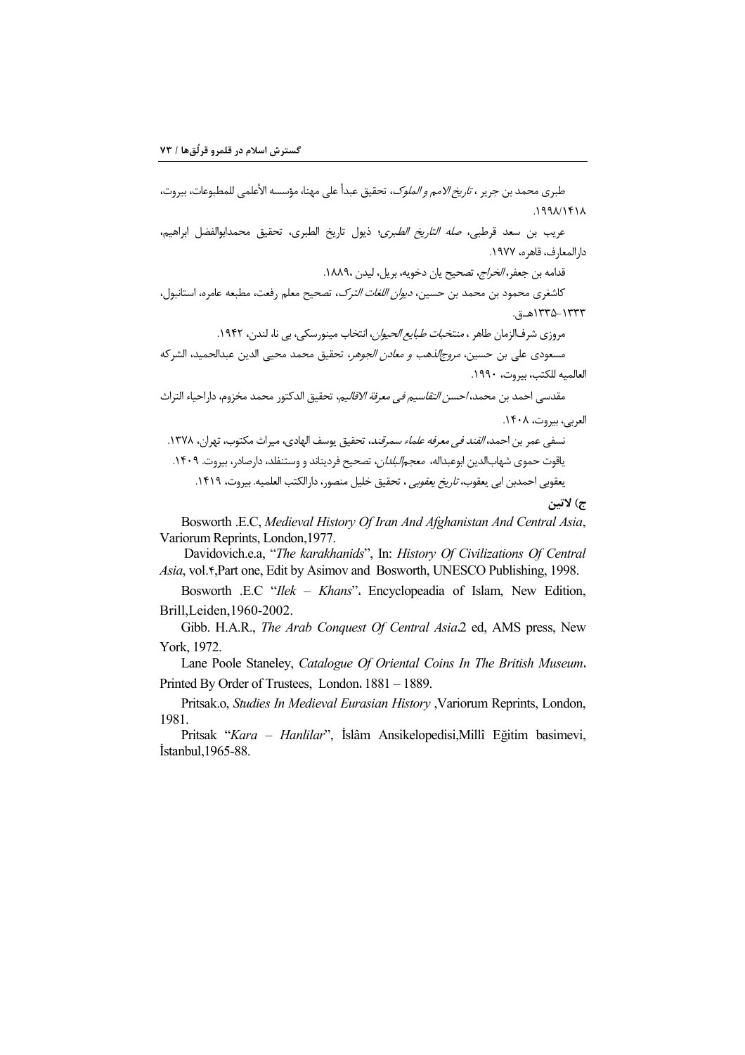طبری محمد بن جریر ، *تاریخ الامم و الملوک*، تحقیق عبدأ علی مهنا، مؤسسه الأعلمی للمطبوعات، بیروت، ۱۹۹۸/۱۴۱۸.

عریب بن سعد قرطبی، *صله التاریخ الطبری*؛ ذیول تاریخ الطبری، تحقیق محمدابوالفضل ابراهیم، دارالمعارف، قاهره، ۱۹۷۷.

قدامه بن جعفر، *الخراج*، تصحیح یان دخویه، بریل، لیدن، ۱۸۸۹.

کاشغری محمود بن محمد بن حسین، *دیوان اللغات الترک*، تصحیح معلم رفعت، مطبعه عامره، استانبول، ۱۳۳۳-۱۳۳۵هـ.ق.

مروزی شرف‌الزمان طاهر ، *منتخبات طبایع الحیوان*، انتخاب مینورسکی، بی نا، لندن، ۱۹۴۲.

مسعودی علی بن حسین، *مروج‌الذهب و معادن الجوهر*، تحقیق محمد محیی الدین عبدالحمید، الشرکه العالمیه للکتب، بیروت، ۱۹۹۰.

مقدسی احمد بن محمد، *احسن التقاسیم فی معرفة الاقالیم*، تحقیق الدکتور محمد مخزوم، داراحیاء التراث العربی، بیروت، ۱۴۰۸.

نسفی عمر بن احمد، *القند فی معرفه علماء سمرقند*، تحقیق یوسف الهادی، میراث مکتوب، تهران، ۱۳۷۸.

یاقوت حموی شهاب‌الدین ابوعبداله، *معجم‌البلدان*، تصحیح فردیناند و وستنفلد، دارصادر، بیروت. ۱۴۰۹.

یعقوبی احمدبن ابی یعقوب، *تاریخ یعقوبی* ، تحقیق خلیل منصور، دارالکتب العلمیه. بیروت، ۱۴۱۹.

**ج) لاتین**

Bosworth .E.C, *Medieval History Of Iran And Afghanistan And Central Asia*, Variorum Reprints, London,1977.

Davidovich.e.a, "*The karakhanids*", In: *History Of Civilizations Of Central Asia*, vol.۴,Part one, Edit by Asimov and Bosworth, UNESCO Publishing, 1998.

Bosworth .E.C "*Ilek – Khans*"، Encyclopeadia of Islam, New Edition, Brill,Leiden,1960-2002.

Gibb. H.A.R., *The Arab Conquest Of Central Asia*،2 ed, AMS press, New York, 1972.

Lane Poole Staneley, *Catalogue Of Oriental Coins In The British Museum*، Printed By Order of Trustees, London، 1881 – 1889.

Pritsak.o, *Studies In Medieval Eurasian History* ,Variorum Reprints, London, 1981.

Pritsak "*Kara – Hanlilar*", İslâm Ansikelopedisi,Millî Eğitim basimevi, İstanbul,1965-88.